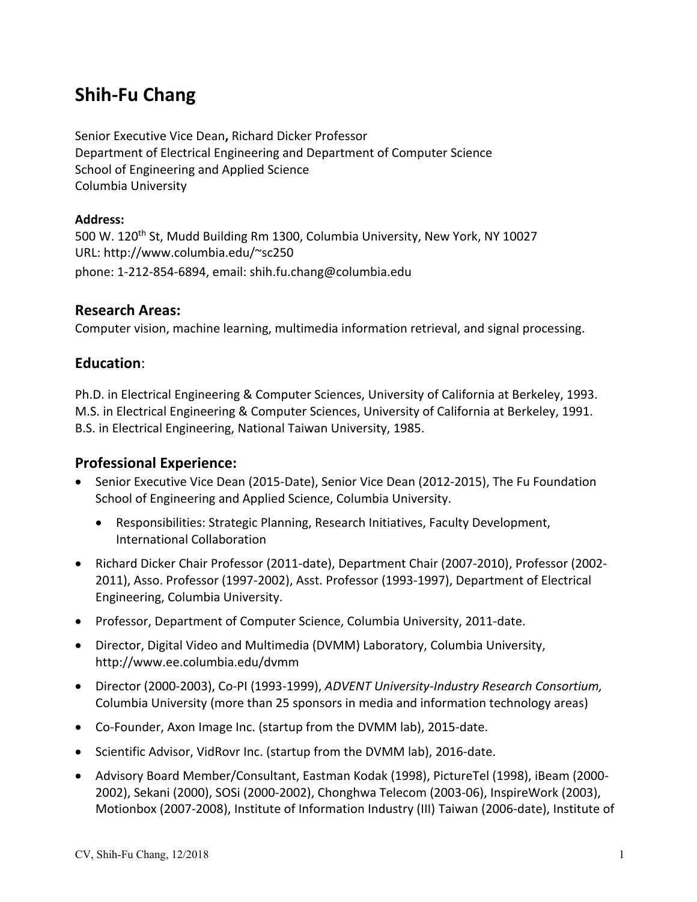# Shih-Fu Chang

Senior Executive Vice Dean**,** Richard Dicker Professor
Department of Electrical Engineering and Department of Computer Science
School of Engineering and Applied Science
Columbia University

**Address:**
500 W. 120th St, Mudd Building Rm 1300, Columbia University, New York, NY 10027
URL: http://www.columbia.edu/~sc250
phone: 1-212-854-6894, email: shih.fu.chang@columbia.edu

## Research Areas:

Computer vision, machine learning, multimedia information retrieval, and signal processing.

## Education:

Ph.D. in Electrical Engineering & Computer Sciences, University of California at Berkeley, 1993.
M.S. in Electrical Engineering & Computer Sciences, University of California at Berkeley, 1991.
B.S. in Electrical Engineering, National Taiwan University, 1985.

## Professional Experience:

- Senior Executive Vice Dean (2015-Date), Senior Vice Dean (2012-2015), The Fu Foundation School of Engineering and Applied Science, Columbia University.
  - Responsibilities: Strategic Planning, Research Initiatives, Faculty Development, International Collaboration
- Richard Dicker Chair Professor (2011-date), Department Chair (2007-2010), Professor (2002-2011), Asso. Professor (1997-2002), Asst. Professor (1993-1997), Department of Electrical Engineering, Columbia University.
- Professor, Department of Computer Science, Columbia University, 2011-date.
- Director, Digital Video and Multimedia (DVMM) Laboratory, Columbia University, http://www.ee.columbia.edu/dvmm
- Director (2000-2003), Co-PI (1993-1999), *ADVENT University-Industry Research Consortium,* Columbia University (more than 25 sponsors in media and information technology areas)
- Co-Founder, Axon Image Inc. (startup from the DVMM lab), 2015-date.
- Scientific Advisor, VidRovr Inc. (startup from the DVMM lab), 2016-date.
- Advisory Board Member/Consultant, Eastman Kodak (1998), PictureTel (1998), iBeam (2000-2002), Sekani (2000), SOSi (2000-2002), Chonghwa Telecom (2003-06), InspireWork (2003), Motionbox (2007-2008), Institute of Information Industry (III) Taiwan (2006-date), Institute of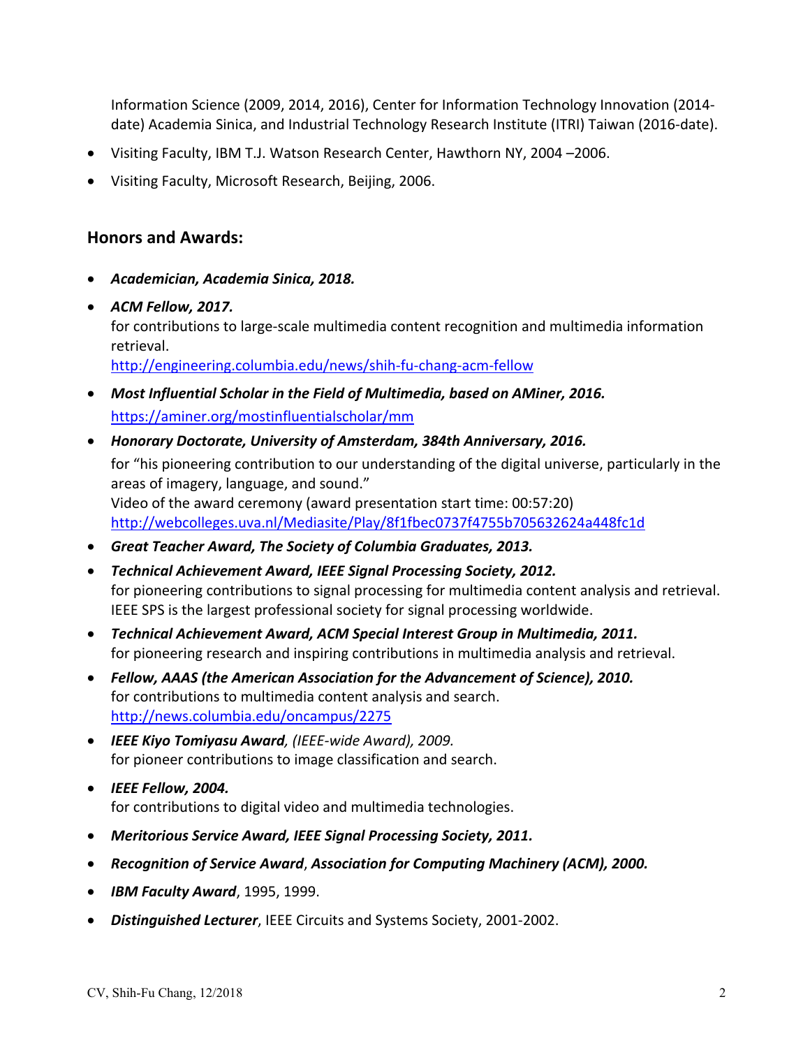Information Science (2009, 2014, 2016), Center for Information Technology Innovation (2014-date) Academia Sinica, and Industrial Technology Research Institute (ITRI) Taiwan (2016-date).

- Visiting Faculty, IBM T.J. Watson Research Center, Hawthorn NY, 2004 –2006.
- Visiting Faculty, Microsoft Research, Beijing, 2006.

## Honors and Awards:

- ***Academician, Academia Sinica, 2018.***
- ***ACM Fellow, 2017.***
  for contributions to large-scale multimedia content recognition and multimedia information retrieval.
  http://engineering.columbia.edu/news/shih-fu-chang-acm-fellow
- ***Most Influential Scholar in the Field of Multimedia, based on AMiner, 2016.***
  https://aminer.org/mostinfluentialscholar/mm
- ***Honorary Doctorate, University of Amsterdam, 384th Anniversary, 2016.***
  for "his pioneering contribution to our understanding of the digital universe, particularly in the areas of imagery, language, and sound."
  Video of the award ceremony (award presentation start time: 00:57:20)
  http://webcolleges.uva.nl/Mediasite/Play/8f1fbec0737f4755b705632624a448fc1d
- ***Great Teacher Award, The Society of Columbia Graduates, 2013.***
- ***Technical Achievement Award, IEEE Signal Processing Society, 2012.***
  for pioneering contributions to signal processing for multimedia content analysis and retrieval. IEEE SPS is the largest professional society for signal processing worldwide.
- ***Technical Achievement Award, ACM Special Interest Group in Multimedia, 2011.***
  for pioneering research and inspiring contributions in multimedia analysis and retrieval.
- ***Fellow, AAAS (the American Association for the Advancement of Science), 2010.***
  for contributions to multimedia content analysis and search.
  http://news.columbia.edu/oncampus/2275
- ***IEEE Kiyo Tomiyasu Award****, (IEEE-wide Award), 2009.*
  for pioneer contributions to image classification and search.
- ***IEEE Fellow, 2004.***
  for contributions to digital video and multimedia technologies.
- ***Meritorious Service Award, IEEE Signal Processing Society, 2011.***
- ***Recognition of Service Award***, ***Association for Computing Machinery (ACM), 2000.***
- ***IBM Faculty Award***, 1995, 1999.
- ***Distinguished Lecturer***, IEEE Circuits and Systems Society, 2001-2002.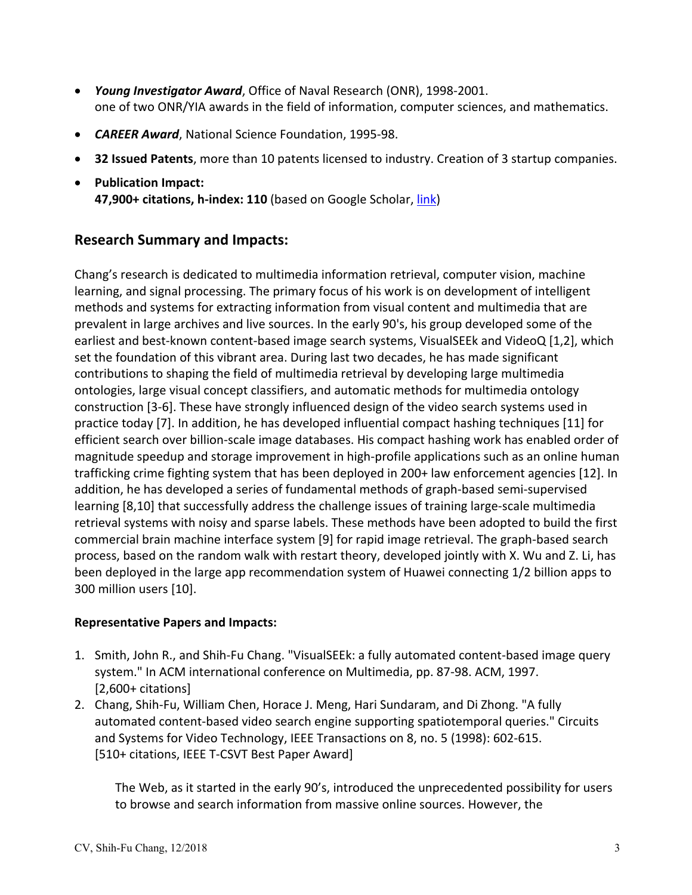- ***Young Investigator Award***, Office of Naval Research (ONR), 1998-2001.
  one of two ONR/YIA awards in the field of information, computer sciences, and mathematics.
- ***CAREER Award***, National Science Foundation, 1995-98.
- **32 Issued Patents**, more than 10 patents licensed to industry. Creation of 3 startup companies.
- **Publication Impact:**
  **47,900+ citations, h-index: 110** (based on Google Scholar, link)

## Research Summary and Impacts:

Chang's research is dedicated to multimedia information retrieval, computer vision, machine learning, and signal processing. The primary focus of his work is on development of intelligent methods and systems for extracting information from visual content and multimedia that are prevalent in large archives and live sources. In the early 90's, his group developed some of the earliest and best-known content-based image search systems, VisualSEEk and VideoQ [1,2], which set the foundation of this vibrant area. During last two decades, he has made significant contributions to shaping the field of multimedia retrieval by developing large multimedia ontologies, large visual concept classifiers, and automatic methods for multimedia ontology construction [3-6]. These have strongly influenced design of the video search systems used in practice today [7]. In addition, he has developed influential compact hashing techniques [11] for efficient search over billion-scale image databases. His compact hashing work has enabled order of magnitude speedup and storage improvement in high-profile applications such as an online human trafficking crime fighting system that has been deployed in 200+ law enforcement agencies [12]. In addition, he has developed a series of fundamental methods of graph-based semi-supervised learning [8,10] that successfully address the challenge issues of training large-scale multimedia retrieval systems with noisy and sparse labels. These methods have been adopted to build the first commercial brain machine interface system [9] for rapid image retrieval. The graph-based search process, based on the random walk with restart theory, developed jointly with X. Wu and Z. Li, has been deployed in the large app recommendation system of Huawei connecting 1/2 billion apps to 300 million users [10].

**Representative Papers and Impacts:**

1. Smith, John R., and Shih-Fu Chang. "VisualSEEk: a fully automated content-based image query system." In ACM international conference on Multimedia, pp. 87-98. ACM, 1997.
   [2,600+ citations]
2. Chang, Shih-Fu, William Chen, Horace J. Meng, Hari Sundaram, and Di Zhong. "A fully automated content-based video search engine supporting spatiotemporal queries." Circuits and Systems for Video Technology, IEEE Transactions on 8, no. 5 (1998): 602-615.
   [510+ citations, IEEE T-CSVT Best Paper Award]

   The Web, as it started in the early 90's, introduced the unprecedented possibility for users to browse and search information from massive online sources. However, the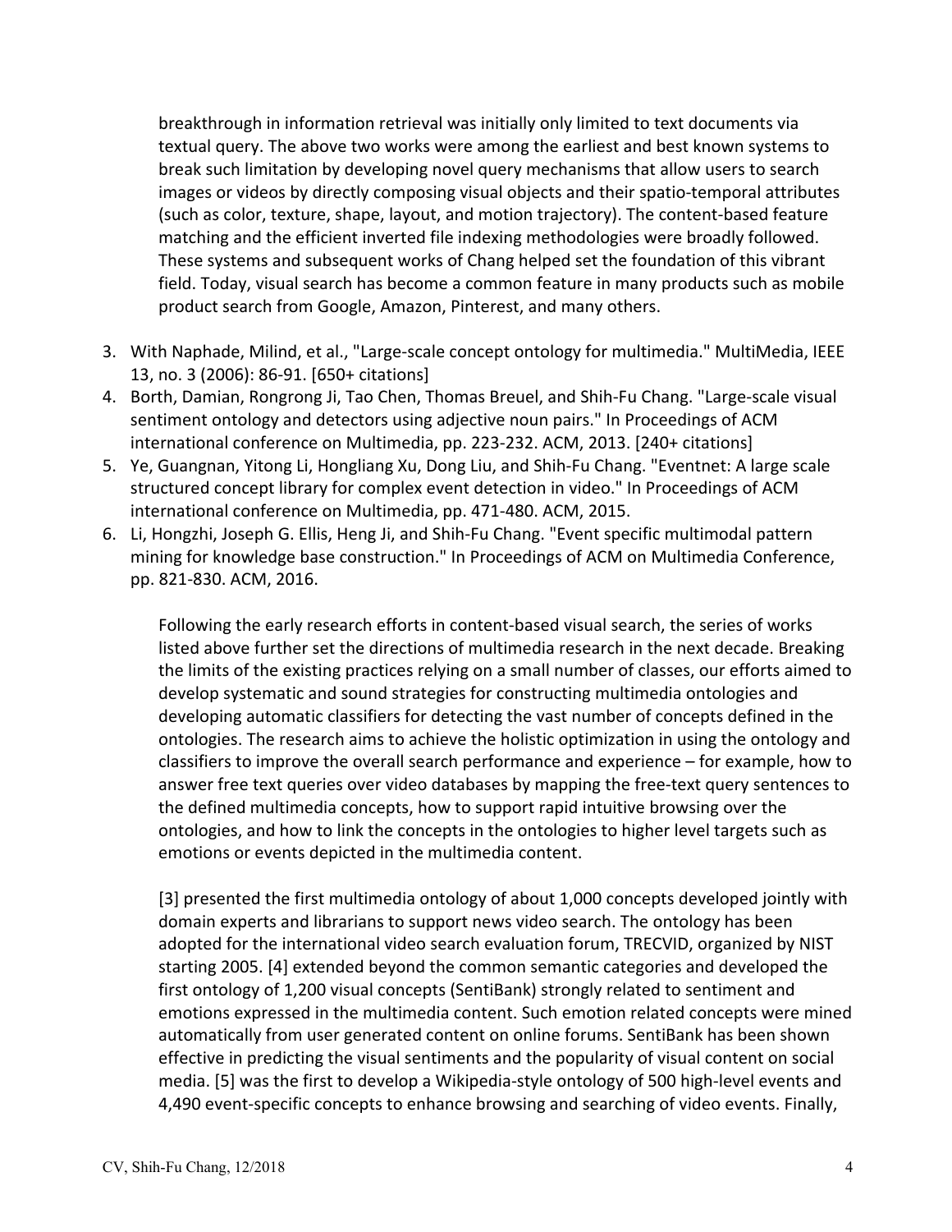breakthrough in information retrieval was initially only limited to text documents via textual query. The above two works were among the earliest and best known systems to break such limitation by developing novel query mechanisms that allow users to search images or videos by directly composing visual objects and their spatio-temporal attributes (such as color, texture, shape, layout, and motion trajectory). The content-based feature matching and the efficient inverted file indexing methodologies were broadly followed. These systems and subsequent works of Chang helped set the foundation of this vibrant field. Today, visual search has become a common feature in many products such as mobile product search from Google, Amazon, Pinterest, and many others.

3. With Naphade, Milind, et al., "Large-scale concept ontology for multimedia." MultiMedia, IEEE 13, no. 3 (2006): 86-91. [650+ citations]
4. Borth, Damian, Rongrong Ji, Tao Chen, Thomas Breuel, and Shih-Fu Chang. "Large-scale visual sentiment ontology and detectors using adjective noun pairs." In Proceedings of ACM international conference on Multimedia, pp. 223-232. ACM, 2013. [240+ citations]
5. Ye, Guangnan, Yitong Li, Hongliang Xu, Dong Liu, and Shih-Fu Chang. "Eventnet: A large scale structured concept library for complex event detection in video." In Proceedings of ACM international conference on Multimedia, pp. 471-480. ACM, 2015.
6. Li, Hongzhi, Joseph G. Ellis, Heng Ji, and Shih-Fu Chang. "Event specific multimodal pattern mining for knowledge base construction." In Proceedings of ACM on Multimedia Conference, pp. 821-830. ACM, 2016.

Following the early research efforts in content-based visual search, the series of works listed above further set the directions of multimedia research in the next decade. Breaking the limits of the existing practices relying on a small number of classes, our efforts aimed to develop systematic and sound strategies for constructing multimedia ontologies and developing automatic classifiers for detecting the vast number of concepts defined in the ontologies. The research aims to achieve the holistic optimization in using the ontology and classifiers to improve the overall search performance and experience – for example, how to answer free text queries over video databases by mapping the free-text query sentences to the defined multimedia concepts, how to support rapid intuitive browsing over the ontologies, and how to link the concepts in the ontologies to higher level targets such as emotions or events depicted in the multimedia content.

[3] presented the first multimedia ontology of about 1,000 concepts developed jointly with domain experts and librarians to support news video search. The ontology has been adopted for the international video search evaluation forum, TRECVID, organized by NIST starting 2005. [4] extended beyond the common semantic categories and developed the first ontology of 1,200 visual concepts (SentiBank) strongly related to sentiment and emotions expressed in the multimedia content. Such emotion related concepts were mined automatically from user generated content on online forums. SentiBank has been shown effective in predicting the visual sentiments and the popularity of visual content on social media. [5] was the first to develop a Wikipedia-style ontology of 500 high-level events and 4,490 event-specific concepts to enhance browsing and searching of video events. Finally,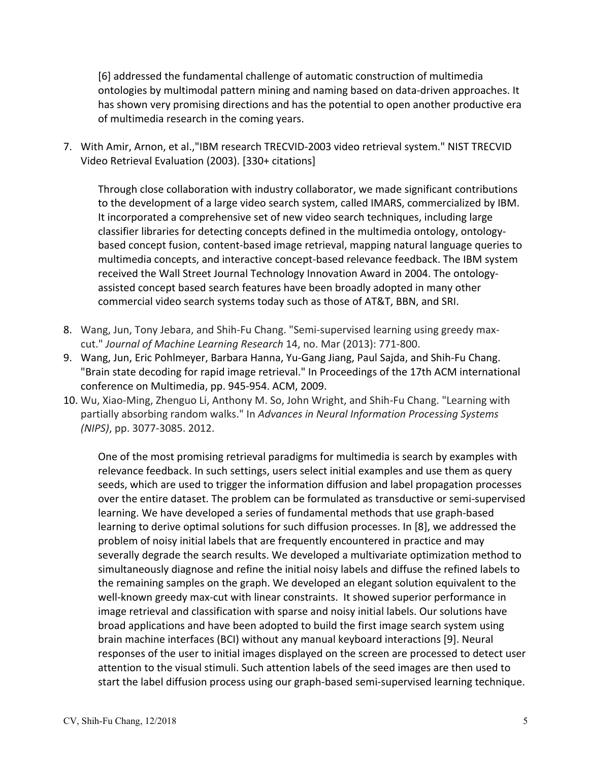[6] addressed the fundamental challenge of automatic construction of multimedia ontologies by multimodal pattern mining and naming based on data-driven approaches. It has shown very promising directions and has the potential to open another productive era of multimedia research in the coming years.

7. With Amir, Arnon, et al.,"IBM research TRECVID-2003 video retrieval system." NIST TRECVID Video Retrieval Evaluation (2003). [330+ citations]

   Through close collaboration with industry collaborator, we made significant contributions to the development of a large video search system, called IMARS, commercialized by IBM. It incorporated a comprehensive set of new video search techniques, including large classifier libraries for detecting concepts defined in the multimedia ontology, ontology-based concept fusion, content-based image retrieval, mapping natural language queries to multimedia concepts, and interactive concept-based relevance feedback. The IBM system received the Wall Street Journal Technology Innovation Award in 2004. The ontology-assisted concept based search features have been broadly adopted in many other commercial video search systems today such as those of AT&T, BBN, and SRI.

8. Wang, Jun, Tony Jebara, and Shih-Fu Chang. "Semi-supervised learning using greedy max-cut." *Journal of Machine Learning Research* 14, no. Mar (2013): 771-800.
9. Wang, Jun, Eric Pohlmeyer, Barbara Hanna, Yu-Gang Jiang, Paul Sajda, and Shih-Fu Chang. "Brain state decoding for rapid image retrieval." In Proceedings of the 17th ACM international conference on Multimedia, pp. 945-954. ACM, 2009.
10. Wu, Xiao-Ming, Zhenguo Li, Anthony M. So, John Wright, and Shih-Fu Chang. "Learning with partially absorbing random walks." In *Advances in Neural Information Processing Systems (NIPS)*, pp. 3077-3085. 2012.

    One of the most promising retrieval paradigms for multimedia is search by examples with relevance feedback. In such settings, users select initial examples and use them as query seeds, which are used to trigger the information diffusion and label propagation processes over the entire dataset. The problem can be formulated as transductive or semi-supervised learning. We have developed a series of fundamental methods that use graph-based learning to derive optimal solutions for such diffusion processes. In [8], we addressed the problem of noisy initial labels that are frequently encountered in practice and may severally degrade the search results. We developed a multivariate optimization method to simultaneously diagnose and refine the initial noisy labels and diffuse the refined labels to the remaining samples on the graph. We developed an elegant solution equivalent to the well-known greedy max-cut with linear constraints. It showed superior performance in image retrieval and classification with sparse and noisy initial labels. Our solutions have broad applications and have been adopted to build the first image search system using brain machine interfaces (BCI) without any manual keyboard interactions [9]. Neural responses of the user to initial images displayed on the screen are processed to detect user attention to the visual stimuli. Such attention labels of the seed images are then used to start the label diffusion process using our graph-based semi-supervised learning technique.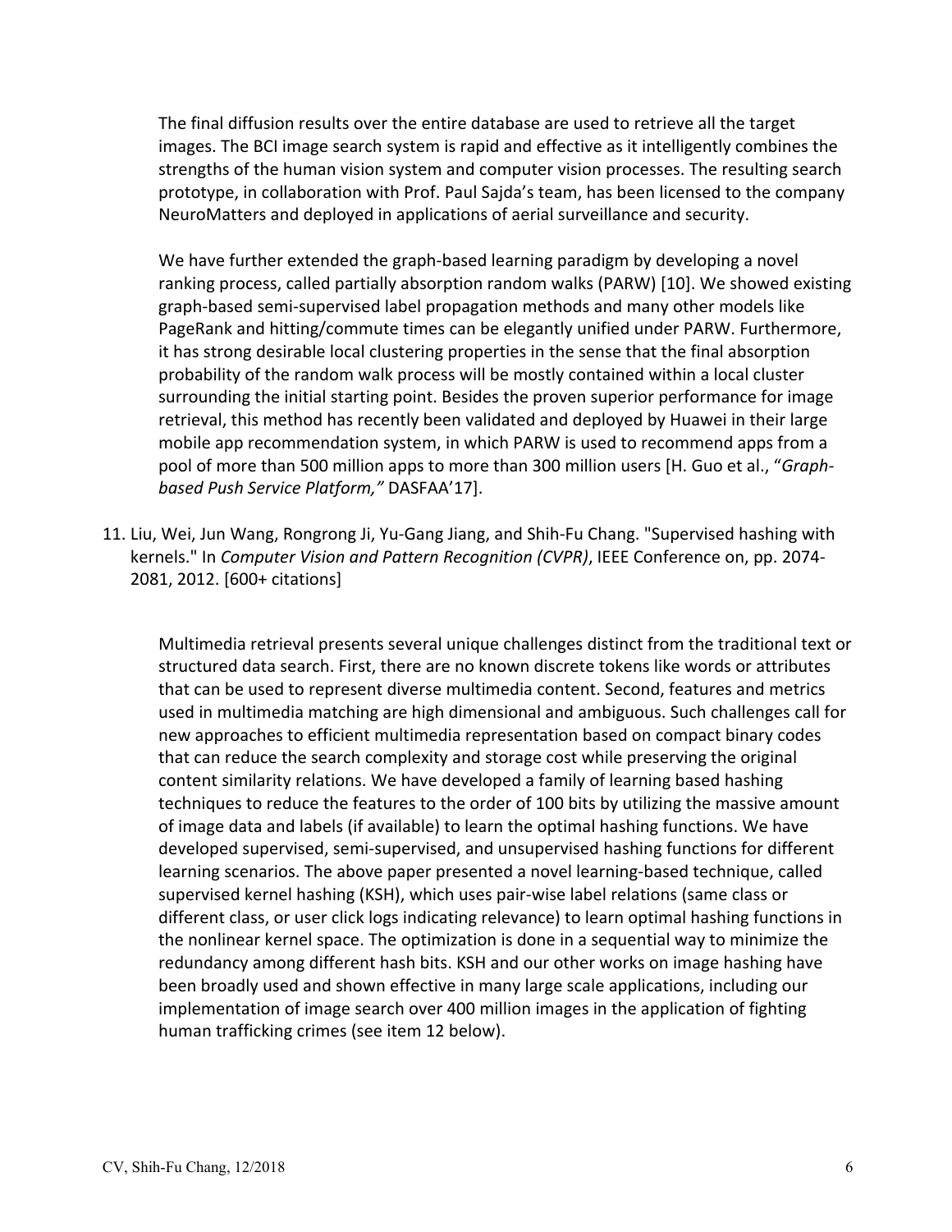The final diffusion results over the entire database are used to retrieve all the target images. The BCI image search system is rapid and effective as it intelligently combines the strengths of the human vision system and computer vision processes. The resulting search prototype, in collaboration with Prof. Paul Sajda's team, has been licensed to the company NeuroMatters and deployed in applications of aerial surveillance and security.

We have further extended the graph-based learning paradigm by developing a novel ranking process, called partially absorption random walks (PARW) [10]. We showed existing graph-based semi-supervised label propagation methods and many other models like PageRank and hitting/commute times can be elegantly unified under PARW. Furthermore, it has strong desirable local clustering properties in the sense that the final absorption probability of the random walk process will be mostly contained within a local cluster surrounding the initial starting point. Besides the proven superior performance for image retrieval, this method has recently been validated and deployed by Huawei in their large mobile app recommendation system, in which PARW is used to recommend apps from a pool of more than 500 million apps to more than 300 million users [H. Guo et al., "*Graph-based Push Service Platform,*" DASFAA'17].

11. Liu, Wei, Jun Wang, Rongrong Ji, Yu-Gang Jiang, and Shih-Fu Chang. "Supervised hashing with kernels." In *Computer Vision and Pattern Recognition (CVPR)*, IEEE Conference on, pp. 2074-2081, 2012. [600+ citations]

    Multimedia retrieval presents several unique challenges distinct from the traditional text or structured data search. First, there are no known discrete tokens like words or attributes that can be used to represent diverse multimedia content. Second, features and metrics used in multimedia matching are high dimensional and ambiguous. Such challenges call for new approaches to efficient multimedia representation based on compact binary codes that can reduce the search complexity and storage cost while preserving the original content similarity relations. We have developed a family of learning based hashing techniques to reduce the features to the order of 100 bits by utilizing the massive amount of image data and labels (if available) to learn the optimal hashing functions. We have developed supervised, semi-supervised, and unsupervised hashing functions for different learning scenarios. The above paper presented a novel learning-based technique, called supervised kernel hashing (KSH), which uses pair-wise label relations (same class or different class, or user click logs indicating relevance) to learn optimal hashing functions in the nonlinear kernel space. The optimization is done in a sequential way to minimize the redundancy among different hash bits. KSH and our other works on image hashing have been broadly used and shown effective in many large scale applications, including our implementation of image search over 400 million images in the application of fighting human trafficking crimes (see item 12 below).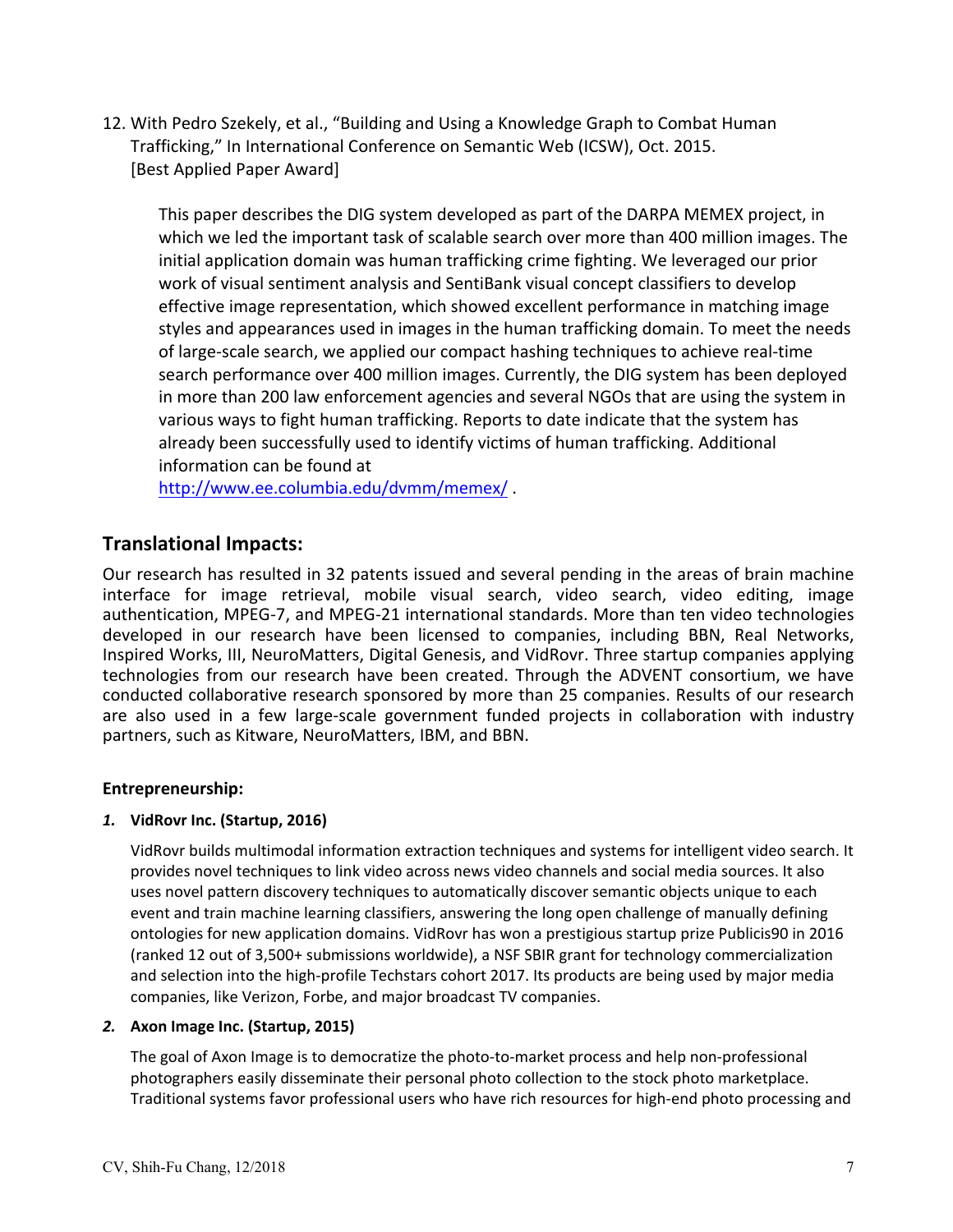12. With Pedro Szekely, et al., “Building and Using a Knowledge Graph to Combat Human Trafficking,” In International Conference on Semantic Web (ICSW), Oct. 2015. [Best Applied Paper Award]

    This paper describes the DIG system developed as part of the DARPA MEMEX project, in which we led the important task of scalable search over more than 400 million images. The initial application domain was human trafficking crime fighting. We leveraged our prior work of visual sentiment analysis and SentiBank visual concept classifiers to develop effective image representation, which showed excellent performance in matching image styles and appearances used in images in the human trafficking domain. To meet the needs of large-scale search, we applied our compact hashing techniques to achieve real-time search performance over 400 million images. Currently, the DIG system has been deployed in more than 200 law enforcement agencies and several NGOs that are using the system in various ways to fight human trafficking. Reports to date indicate that the system has already been successfully used to identify victims of human trafficking. Additional information can be found at http://www.ee.columbia.edu/dvmm/memex/ .

## Translational Impacts:

Our research has resulted in 32 patents issued and several pending in the areas of brain machine interface for image retrieval, mobile visual search, video search, video editing, image authentication, MPEG-7, and MPEG-21 international standards. More than ten video technologies developed in our research have been licensed to companies, including BBN, Real Networks, Inspired Works, III, NeuroMatters, Digital Genesis, and VidRovr. Three startup companies applying technologies from our research have been created. Through the ADVENT consortium, we have conducted collaborative research sponsored by more than 25 companies. Results of our research are also used in a few large-scale government funded projects in collaboration with industry partners, such as Kitware, NeuroMatters, IBM, and BBN.

### Entrepreneurship:

1. **VidRovr Inc. (Startup, 2016)**

   VidRovr builds multimodal information extraction techniques and systems for intelligent video search. It provides novel techniques to link video across news video channels and social media sources. It also uses novel pattern discovery techniques to automatically discover semantic objects unique to each event and train machine learning classifiers, answering the long open challenge of manually defining ontologies for new application domains. VidRovr has won a prestigious startup prize Publicis90 in 2016 (ranked 12 out of 3,500+ submissions worldwide), a NSF SBIR grant for technology commercialization and selection into the high-profile Techstars cohort 2017. Its products are being used by major media companies, like Verizon, Forbe, and major broadcast TV companies.

2. **Axon Image Inc. (Startup, 2015)**

   The goal of Axon Image is to democratize the photo-to-market process and help non-professional photographers easily disseminate their personal photo collection to the stock photo marketplace. Traditional systems favor professional users who have rich resources for high-end photo processing and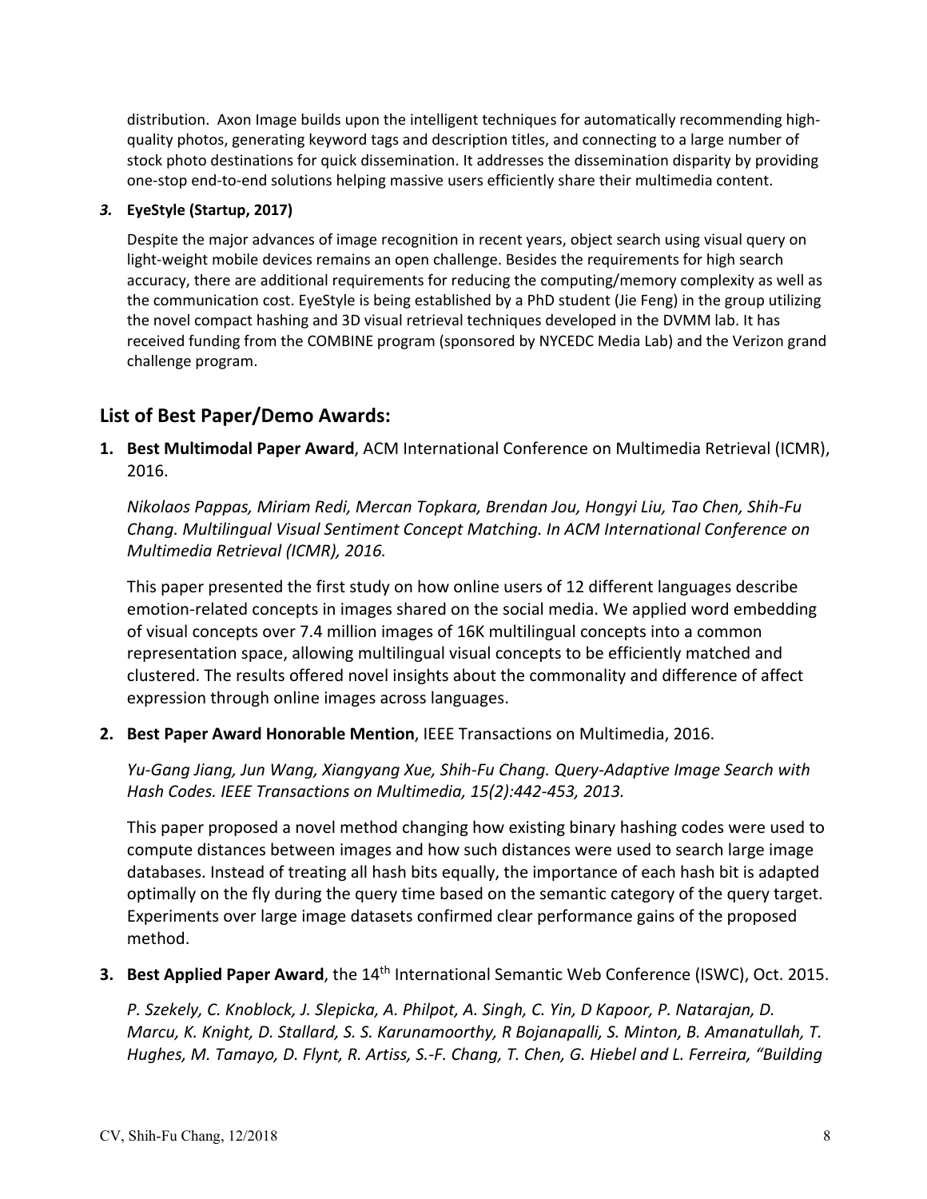distribution. Axon Image builds upon the intelligent techniques for automatically recommending high-quality photos, generating keyword tags and description titles, and connecting to a large number of stock photo destinations for quick dissemination. It addresses the dissemination disparity by providing one-stop end-to-end solutions helping massive users efficiently share their multimedia content.

***3.*** **EyeStyle (Startup, 2017)**

Despite the major advances of image recognition in recent years, object search using visual query on light-weight mobile devices remains an open challenge. Besides the requirements for high search accuracy, there are additional requirements for reducing the computing/memory complexity as well as the communication cost. EyeStyle is being established by a PhD student (Jie Feng) in the group utilizing the novel compact hashing and 3D visual retrieval techniques developed in the DVMM lab. It has received funding from the COMBINE program (sponsored by NYCEDC Media Lab) and the Verizon grand challenge program.

## List of Best Paper/Demo Awards:

1. **Best Multimodal Paper Award**, ACM International Conference on Multimedia Retrieval (ICMR), 2016.

   *Nikolaos Pappas, Miriam Redi, Mercan Topkara, Brendan Jou, Hongyi Liu, Tao Chen, Shih-Fu Chang. Multilingual Visual Sentiment Concept Matching. In ACM International Conference on Multimedia Retrieval (ICMR), 2016.*

   This paper presented the first study on how online users of 12 different languages describe emotion-related concepts in images shared on the social media. We applied word embedding of visual concepts over 7.4 million images of 16K multilingual concepts into a common representation space, allowing multilingual visual concepts to be efficiently matched and clustered. The results offered novel insights about the commonality and difference of affect expression through online images across languages.

2. **Best Paper Award Honorable Mention**, IEEE Transactions on Multimedia, 2016.

   *Yu-Gang Jiang, Jun Wang, Xiangyang Xue, Shih-Fu Chang. Query-Adaptive Image Search with Hash Codes. IEEE Transactions on Multimedia, 15(2):442-453, 2013.*

   This paper proposed a novel method changing how existing binary hashing codes were used to compute distances between images and how such distances were used to search large image databases. Instead of treating all hash bits equally, the importance of each hash bit is adapted optimally on the fly during the query time based on the semantic category of the query target. Experiments over large image datasets confirmed clear performance gains of the proposed method.

3. **Best Applied Paper Award**, the 14th International Semantic Web Conference (ISWC), Oct. 2015.

   *P. Szekely, C. Knoblock, J. Slepicka, A. Philpot, A. Singh, C. Yin, D Kapoor, P. Natarajan, D. Marcu, K. Knight, D. Stallard, S. S. Karunamoorthy, R Bojanapalli, S. Minton, B. Amanatullah, T. Hughes, M. Tamayo, D. Flynt, R. Artiss, S.-F. Chang, T. Chen, G. Hiebel and L. Ferreira, "Building*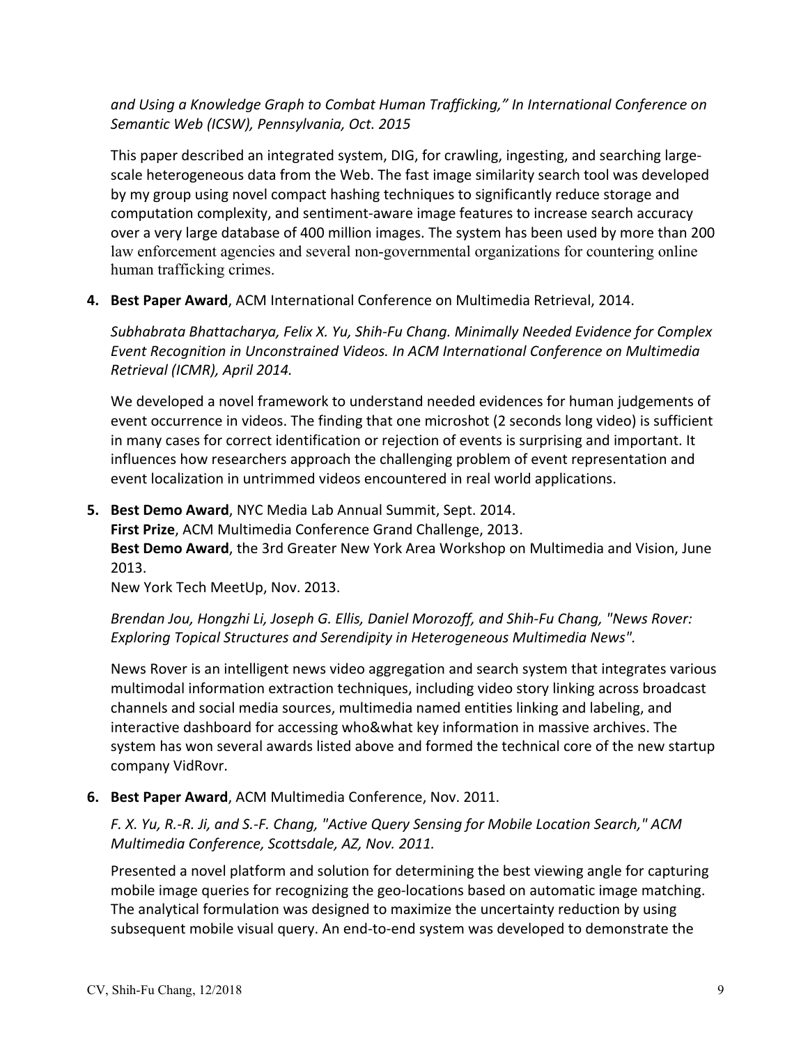*and Using a Knowledge Graph to Combat Human Trafficking," In International Conference on Semantic Web (ICSW), Pennsylvania, Oct. 2015*

This paper described an integrated system, DIG, for crawling, ingesting, and searching large-scale heterogeneous data from the Web. The fast image similarity search tool was developed by my group using novel compact hashing techniques to significantly reduce storage and computation complexity, and sentiment-aware image features to increase search accuracy over a very large database of 400 million images. The system has been used by more than 200 law enforcement agencies and several non-governmental organizations for countering online human trafficking crimes.

4. **Best Paper Award**, ACM International Conference on Multimedia Retrieval, 2014.

   *Subhabrata Bhattacharya, Felix X. Yu, Shih-Fu Chang. Minimally Needed Evidence for Complex Event Recognition in Unconstrained Videos. In ACM International Conference on Multimedia Retrieval (ICMR), April 2014.*

   We developed a novel framework to understand needed evidences for human judgements of event occurrence in videos. The finding that one microshot (2 seconds long video) is sufficient in many cases for correct identification or rejection of events is surprising and important. It influences how researchers approach the challenging problem of event representation and event localization in untrimmed videos encountered in real world applications.

5. **Best Demo Award**, NYC Media Lab Annual Summit, Sept. 2014.
   **First Prize**, ACM Multimedia Conference Grand Challenge, 2013.
   **Best Demo Award**, the 3rd Greater New York Area Workshop on Multimedia and Vision, June 2013.
   New York Tech MeetUp, Nov. 2013.

   *Brendan Jou, Hongzhi Li, Joseph G. Ellis, Daniel Morozoff, and Shih-Fu Chang, "News Rover: Exploring Topical Structures and Serendipity in Heterogeneous Multimedia News".*

   News Rover is an intelligent news video aggregation and search system that integrates various multimodal information extraction techniques, including video story linking across broadcast channels and social media sources, multimedia named entities linking and labeling, and interactive dashboard for accessing who&what key information in massive archives. The system has won several awards listed above and formed the technical core of the new startup company VidRovr.

6. **Best Paper Award**, ACM Multimedia Conference, Nov. 2011.

   *F. X. Yu, R.-R. Ji, and S.-F. Chang, "Active Query Sensing for Mobile Location Search," ACM Multimedia Conference, Scottsdale, AZ, Nov. 2011.*

   Presented a novel platform and solution for determining the best viewing angle for capturing mobile image queries for recognizing the geo-locations based on automatic image matching. The analytical formulation was designed to maximize the uncertainty reduction by using subsequent mobile visual query. An end-to-end system was developed to demonstrate the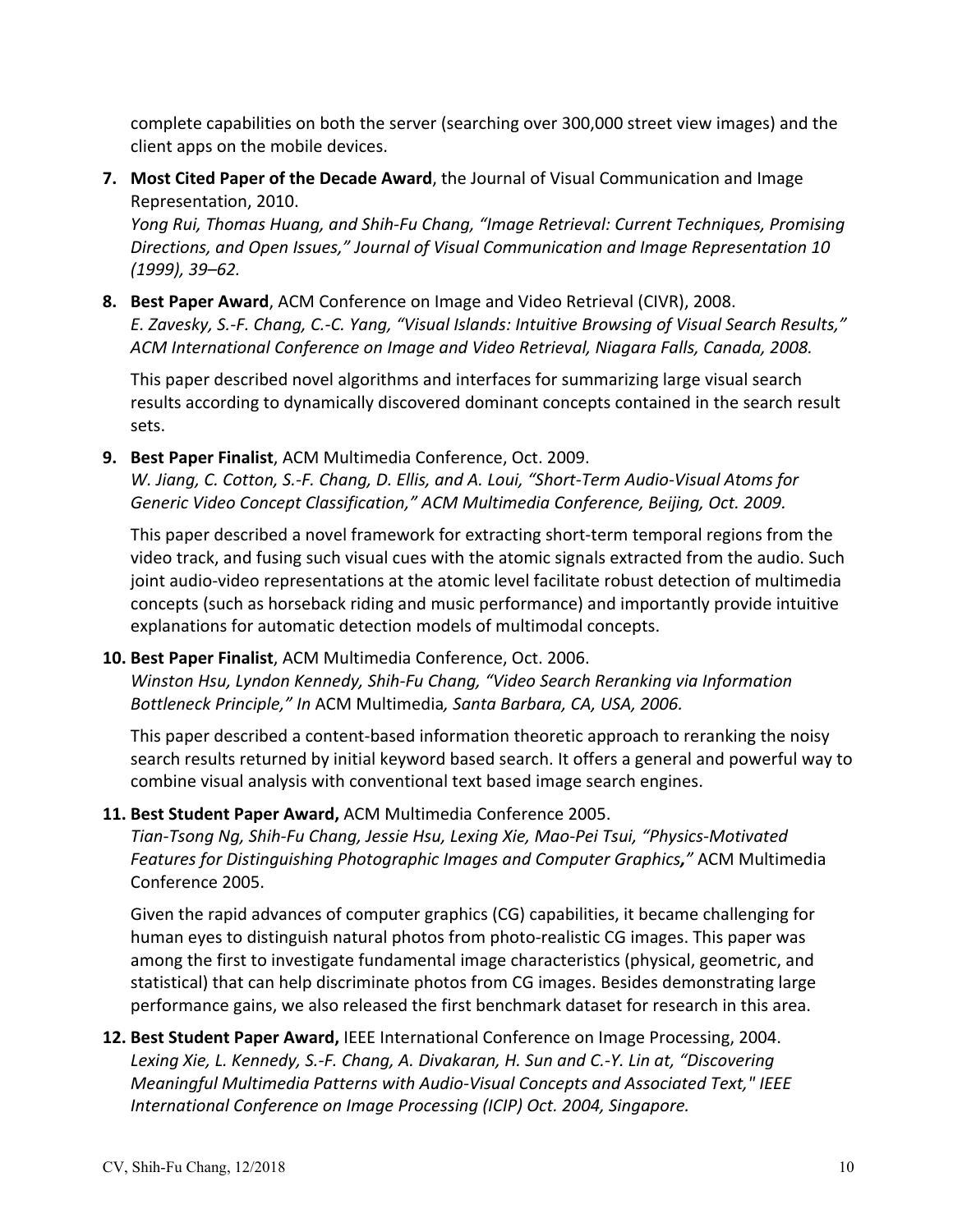complete capabilities on both the server (searching over 300,000 street view images) and the client apps on the mobile devices.

7. **Most Cited Paper of the Decade Award**, the Journal of Visual Communication and Image Representation, 2010.
   *Yong Rui, Thomas Huang, and Shih-Fu Chang, "Image Retrieval: Current Techniques, Promising Directions, and Open Issues," Journal of Visual Communication and Image Representation 10 (1999), 39–62.*

8. **Best Paper Award**, ACM Conference on Image and Video Retrieval (CIVR), 2008.
   *E. Zavesky, S.-F. Chang, C.-C. Yang, "Visual Islands: Intuitive Browsing of Visual Search Results," ACM International Conference on Image and Video Retrieval, Niagara Falls, Canada, 2008.*

   This paper described novel algorithms and interfaces for summarizing large visual search results according to dynamically discovered dominant concepts contained in the search result sets.

9. **Best Paper Finalist**, ACM Multimedia Conference, Oct. 2009.
   *W. Jiang, C. Cotton, S.-F. Chang, D. Ellis, and A. Loui, "Short-Term Audio-Visual Atoms for Generic Video Concept Classification," ACM Multimedia Conference, Beijing, Oct. 2009.*

   This paper described a novel framework for extracting short-term temporal regions from the video track, and fusing such visual cues with the atomic signals extracted from the audio. Such joint audio-video representations at the atomic level facilitate robust detection of multimedia concepts (such as horseback riding and music performance) and importantly provide intuitive explanations for automatic detection models of multimodal concepts.

10. **Best Paper Finalist**, ACM Multimedia Conference, Oct. 2006.
    *Winston Hsu, Lyndon Kennedy, Shih-Fu Chang, "Video Search Reranking via Information Bottleneck Principle," In* ACM Multimedia*, Santa Barbara, CA, USA, 2006.*

    This paper described a content-based information theoretic approach to reranking the noisy search results returned by initial keyword based search. It offers a general and powerful way to combine visual analysis with conventional text based image search engines.

11. **Best Student Paper Award,** ACM Multimedia Conference 2005.
    *Tian-Tsong Ng, Shih-Fu Chang, Jessie Hsu, Lexing Xie, Mao-Pei Tsui, "Physics-Motivated Features for Distinguishing Photographic Images and Computer Graphics,"* ACM Multimedia Conference 2005.

    Given the rapid advances of computer graphics (CG) capabilities, it became challenging for human eyes to distinguish natural photos from photo-realistic CG images. This paper was among the first to investigate fundamental image characteristics (physical, geometric, and statistical) that can help discriminate photos from CG images. Besides demonstrating large performance gains, we also released the first benchmark dataset for research in this area.

12. **Best Student Paper Award,** IEEE International Conference on Image Processing, 2004.
    *Lexing Xie, L. Kennedy, S.-F. Chang, A. Divakaran, H. Sun and C.-Y. Lin at, "Discovering Meaningful Multimedia Patterns with Audio-Visual Concepts and Associated Text," IEEE International Conference on Image Processing (ICIP) Oct. 2004, Singapore.*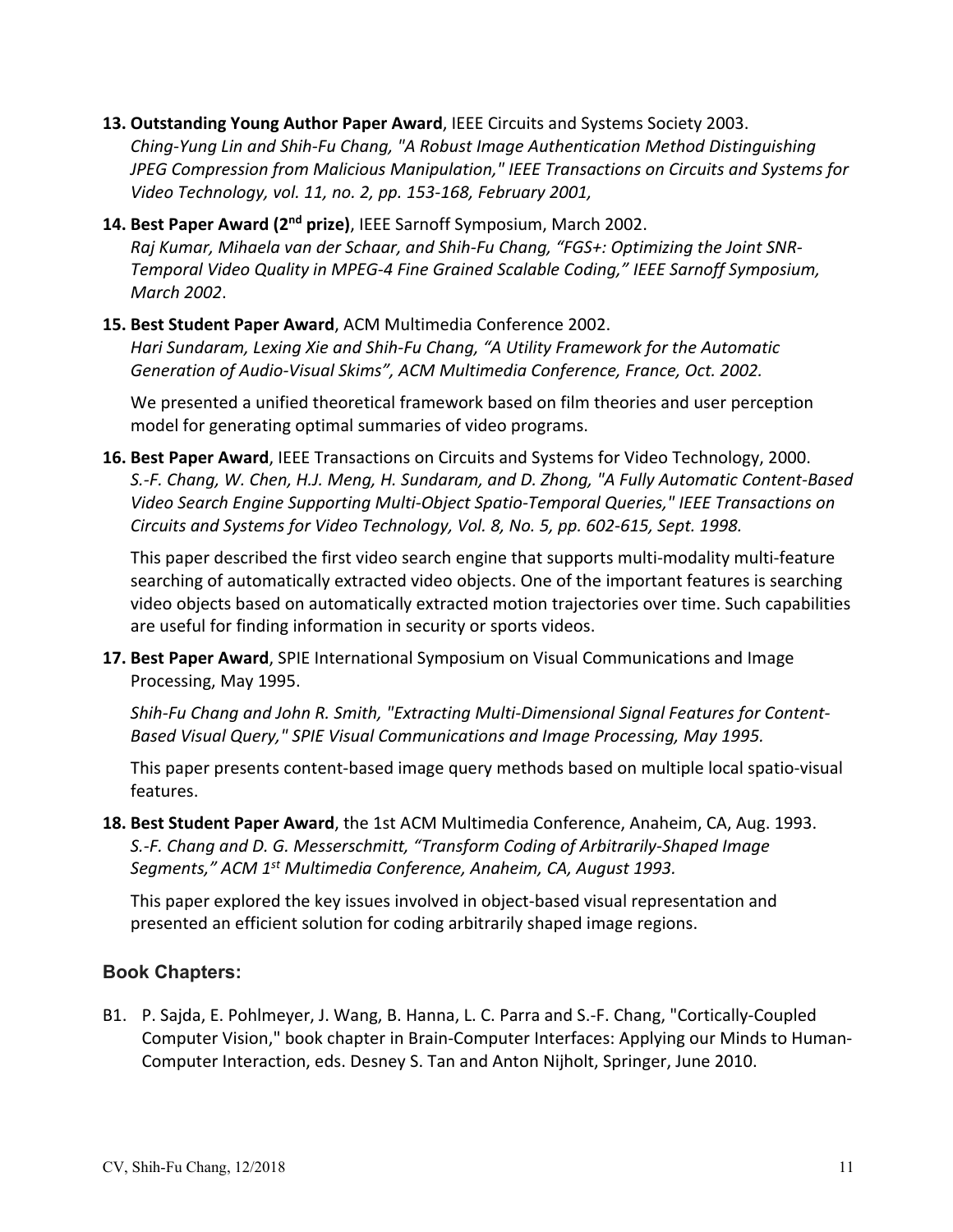13. **Outstanding Young Author Paper Award**, IEEE Circuits and Systems Society 2003.
*Ching-Yung Lin and Shih-Fu Chang, "A Robust Image Authentication Method Distinguishing JPEG Compression from Malicious Manipulation," IEEE Transactions on Circuits and Systems for Video Technology, vol. 11, no. 2, pp. 153-168, February 2001,*

14. **Best Paper Award (2nd prize)**, IEEE Sarnoff Symposium, March 2002.
*Raj Kumar, Mihaela van der Schaar, and Shih-Fu Chang, "FGS+: Optimizing the Joint SNR-Temporal Video Quality in MPEG-4 Fine Grained Scalable Coding," IEEE Sarnoff Symposium, March 2002*.

15. **Best Student Paper Award**, ACM Multimedia Conference 2002.
*Hari Sundaram, Lexing Xie and Shih-Fu Chang, "A Utility Framework for the Automatic Generation of Audio-Visual Skims", ACM Multimedia Conference, France, Oct. 2002.*

    We presented a unified theoretical framework based on film theories and user perception model for generating optimal summaries of video programs.

16. **Best Paper Award**, IEEE Transactions on Circuits and Systems for Video Technology, 2000.
*S.-F. Chang, W. Chen, H.J. Meng, H. Sundaram, and D. Zhong, "A Fully Automatic Content-Based Video Search Engine Supporting Multi-Object Spatio-Temporal Queries," IEEE Transactions on Circuits and Systems for Video Technology, Vol. 8, No. 5, pp. 602-615, Sept. 1998.*

    This paper described the first video search engine that supports multi-modality multi-feature searching of automatically extracted video objects. One of the important features is searching video objects based on automatically extracted motion trajectories over time. Such capabilities are useful for finding information in security or sports videos.

17. **Best Paper Award**, SPIE International Symposium on Visual Communications and Image Processing, May 1995.

    *Shih-Fu Chang and John R. Smith, "Extracting Multi-Dimensional Signal Features for Content-Based Visual Query," SPIE Visual Communications and Image Processing, May 1995.*

    This paper presents content-based image query methods based on multiple local spatio-visual features.

18. **Best Student Paper Award**, the 1st ACM Multimedia Conference, Anaheim, CA, Aug. 1993.
*S.-F. Chang and D. G. Messerschmitt, "Transform Coding of Arbitrarily-Shaped Image Segments," ACM 1st Multimedia Conference, Anaheim, CA, August 1993.*

    This paper explored the key issues involved in object-based visual representation and presented an efficient solution for coding arbitrarily shaped image regions.

## Book Chapters:

B1. P. Sajda, E. Pohlmeyer, J. Wang, B. Hanna, L. C. Parra and S.-F. Chang, "Cortically-Coupled Computer Vision," book chapter in Brain-Computer Interfaces: Applying our Minds to Human-Computer Interaction, eds. Desney S. Tan and Anton Nijholt, Springer, June 2010.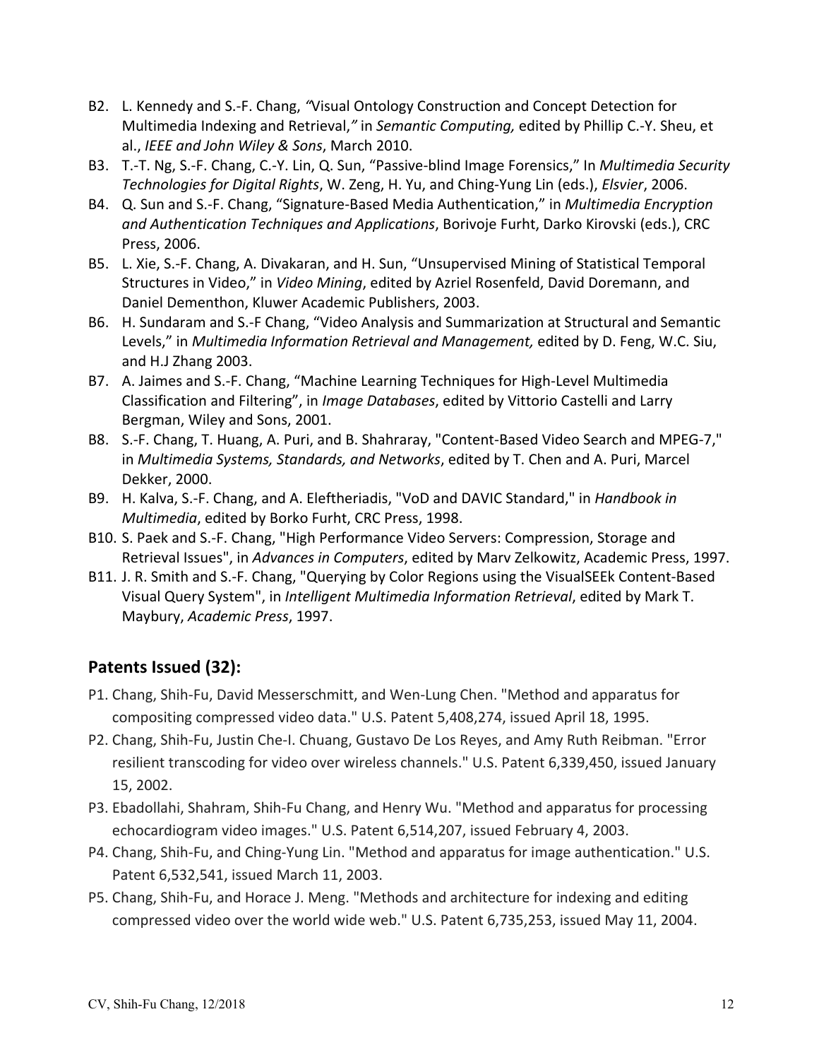B2. L. Kennedy and S.-F. Chang, *"*Visual Ontology Construction and Concept Detection for Multimedia Indexing and Retrieval,*"* in *Semantic Computing,* edited by Phillip C.-Y. Sheu, et al., *IEEE and John Wiley & Sons*, March 2010.

B3. T.-T. Ng, S.-F. Chang, C.-Y. Lin, Q. Sun, "Passive-blind Image Forensics," In *Multimedia Security Technologies for Digital Rights*, W. Zeng, H. Yu, and Ching-Yung Lin (eds.), *Elsvier*, 2006.

B4. Q. Sun and S.-F. Chang, "Signature-Based Media Authentication," in *Multimedia Encryption and Authentication Techniques and Applications*, Borivoje Furht, Darko Kirovski (eds.), CRC Press, 2006.

B5. L. Xie, S.-F. Chang, A. Divakaran, and H. Sun, "Unsupervised Mining of Statistical Temporal Structures in Video," in *Video Mining*, edited by Azriel Rosenfeld, David Doremann, and Daniel Dementhon, Kluwer Academic Publishers, 2003.

B6. H. Sundaram and S.-F Chang, "Video Analysis and Summarization at Structural and Semantic Levels," in *Multimedia Information Retrieval and Management,* edited by D. Feng, W.C. Siu, and H.J Zhang 2003.

B7. A. Jaimes and S.-F. Chang, "Machine Learning Techniques for High-Level Multimedia Classification and Filtering", in *Image Databases*, edited by Vittorio Castelli and Larry Bergman, Wiley and Sons, 2001.

B8. S.-F. Chang, T. Huang, A. Puri, and B. Shahraray, "Content-Based Video Search and MPEG-7," in *Multimedia Systems, Standards, and Networks*, edited by T. Chen and A. Puri, Marcel Dekker, 2000.

B9. H. Kalva, S.-F. Chang, and A. Eleftheriadis, "VoD and DAVIC Standard," in *Handbook in Multimedia*, edited by Borko Furht, CRC Press, 1998.

B10. S. Paek and S.-F. Chang, "High Performance Video Servers: Compression, Storage and Retrieval Issues", in *Advances in Computers*, edited by Marv Zelkowitz, Academic Press, 1997.

B11. J. R. Smith and S.-F. Chang, "Querying by Color Regions using the VisualSEEk Content-Based Visual Query System", in *Intelligent Multimedia Information Retrieval*, edited by Mark T. Maybury, *Academic Press*, 1997.

## Patents Issued (32):

P1. Chang, Shih-Fu, David Messerschmitt, and Wen-Lung Chen. "Method and apparatus for compositing compressed video data." U.S. Patent 5,408,274, issued April 18, 1995.

P2. Chang, Shih-Fu, Justin Che-I. Chuang, Gustavo De Los Reyes, and Amy Ruth Reibman. "Error resilient transcoding for video over wireless channels." U.S. Patent 6,339,450, issued January 15, 2002.

P3. Ebadollahi, Shahram, Shih-Fu Chang, and Henry Wu. "Method and apparatus for processing echocardiogram video images." U.S. Patent 6,514,207, issued February 4, 2003.

P4. Chang, Shih-Fu, and Ching-Yung Lin. "Method and apparatus for image authentication." U.S. Patent 6,532,541, issued March 11, 2003.

P5. Chang, Shih-Fu, and Horace J. Meng. "Methods and architecture for indexing and editing compressed video over the world wide web." U.S. Patent 6,735,253, issued May 11, 2004.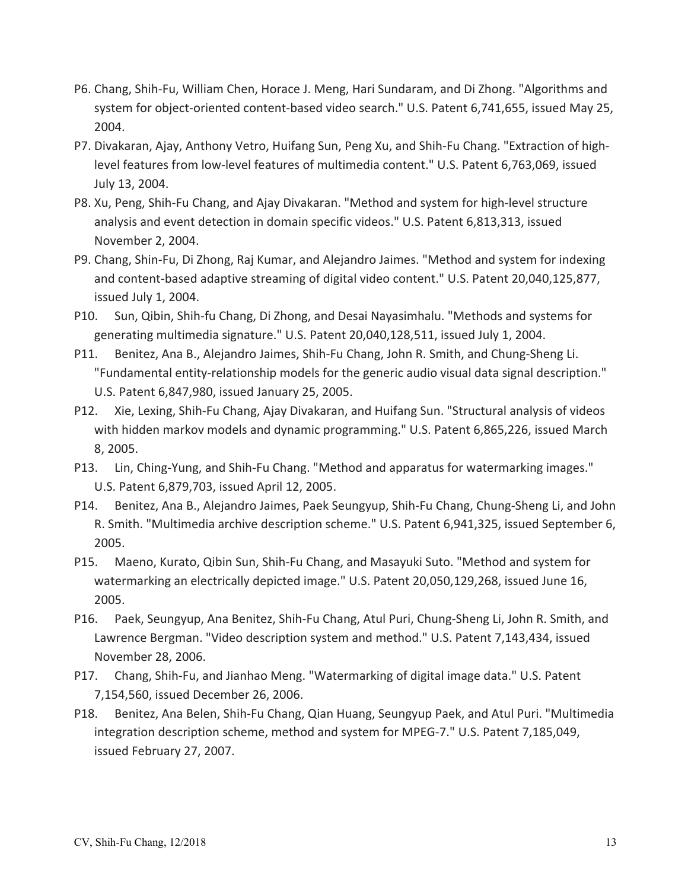P6. Chang, Shih-Fu, William Chen, Horace J. Meng, Hari Sundaram, and Di Zhong. "Algorithms and system for object-oriented content-based video search." U.S. Patent 6,741,655, issued May 25, 2004.

P7. Divakaran, Ajay, Anthony Vetro, Huifang Sun, Peng Xu, and Shih-Fu Chang. "Extraction of high-level features from low-level features of multimedia content." U.S. Patent 6,763,069, issued July 13, 2004.

P8. Xu, Peng, Shih-Fu Chang, and Ajay Divakaran. "Method and system for high-level structure analysis and event detection in domain specific videos." U.S. Patent 6,813,313, issued November 2, 2004.

P9. Chang, Shin-Fu, Di Zhong, Raj Kumar, and Alejandro Jaimes. "Method and system for indexing and content-based adaptive streaming of digital video content." U.S. Patent 20,040,125,877, issued July 1, 2004.

P10. Sun, Qibin, Shih-fu Chang, Di Zhong, and Desai Nayasimhalu. "Methods and systems for generating multimedia signature." U.S. Patent 20,040,128,511, issued July 1, 2004.

P11. Benitez, Ana B., Alejandro Jaimes, Shih-Fu Chang, John R. Smith, and Chung-Sheng Li. "Fundamental entity-relationship models for the generic audio visual data signal description." U.S. Patent 6,847,980, issued January 25, 2005.

P12. Xie, Lexing, Shih-Fu Chang, Ajay Divakaran, and Huifang Sun. "Structural analysis of videos with hidden markov models and dynamic programming." U.S. Patent 6,865,226, issued March 8, 2005.

P13. Lin, Ching-Yung, and Shih-Fu Chang. "Method and apparatus for watermarking images." U.S. Patent 6,879,703, issued April 12, 2005.

P14. Benitez, Ana B., Alejandro Jaimes, Paek Seungyup, Shih-Fu Chang, Chung-Sheng Li, and John R. Smith. "Multimedia archive description scheme." U.S. Patent 6,941,325, issued September 6, 2005.

P15. Maeno, Kurato, Qibin Sun, Shih-Fu Chang, and Masayuki Suto. "Method and system for watermarking an electrically depicted image." U.S. Patent 20,050,129,268, issued June 16, 2005.

P16. Paek, Seungyup, Ana Benitez, Shih-Fu Chang, Atul Puri, Chung-Sheng Li, John R. Smith, and Lawrence Bergman. "Video description system and method." U.S. Patent 7,143,434, issued November 28, 2006.

P17. Chang, Shih-Fu, and Jianhao Meng. "Watermarking of digital image data." U.S. Patent 7,154,560, issued December 26, 2006.

P18. Benitez, Ana Belen, Shih-Fu Chang, Qian Huang, Seungyup Paek, and Atul Puri. "Multimedia integration description scheme, method and system for MPEG-7." U.S. Patent 7,185,049, issued February 27, 2007.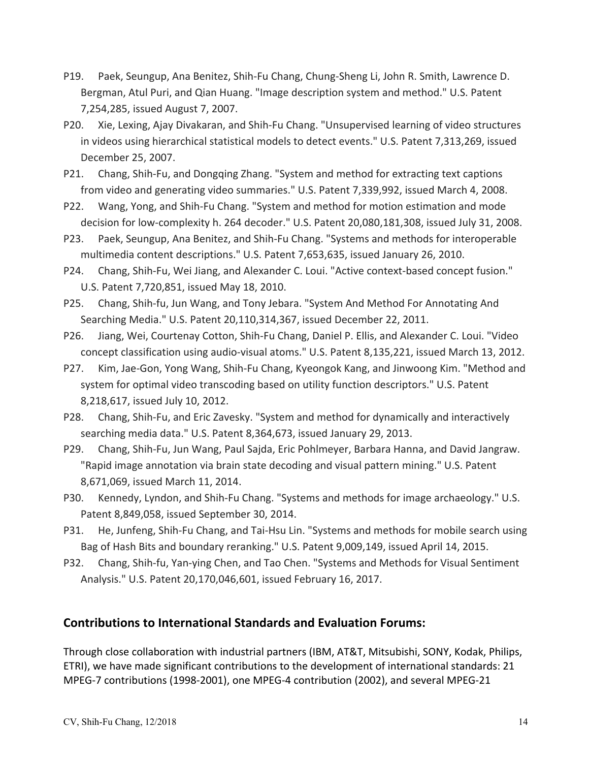P19. Paek, Seungup, Ana Benitez, Shih-Fu Chang, Chung-Sheng Li, John R. Smith, Lawrence D. Bergman, Atul Puri, and Qian Huang. "Image description system and method." U.S. Patent 7,254,285, issued August 7, 2007.

P20. Xie, Lexing, Ajay Divakaran, and Shih-Fu Chang. "Unsupervised learning of video structures in videos using hierarchical statistical models to detect events." U.S. Patent 7,313,269, issued December 25, 2007.

P21. Chang, Shih-Fu, and Dongqing Zhang. "System and method for extracting text captions from video and generating video summaries." U.S. Patent 7,339,992, issued March 4, 2008.

P22. Wang, Yong, and Shih-Fu Chang. "System and method for motion estimation and mode decision for low-complexity h. 264 decoder." U.S. Patent 20,080,181,308, issued July 31, 2008.

P23. Paek, Seungup, Ana Benitez, and Shih-Fu Chang. "Systems and methods for interoperable multimedia content descriptions." U.S. Patent 7,653,635, issued January 26, 2010.

P24. Chang, Shih-Fu, Wei Jiang, and Alexander C. Loui. "Active context-based concept fusion." U.S. Patent 7,720,851, issued May 18, 2010.

P25. Chang, Shih-fu, Jun Wang, and Tony Jebara. "System And Method For Annotating And Searching Media." U.S. Patent 20,110,314,367, issued December 22, 2011.

P26. Jiang, Wei, Courtenay Cotton, Shih-Fu Chang, Daniel P. Ellis, and Alexander C. Loui. "Video concept classification using audio-visual atoms." U.S. Patent 8,135,221, issued March 13, 2012.

P27. Kim, Jae-Gon, Yong Wang, Shih-Fu Chang, Kyeongok Kang, and Jinwoong Kim. "Method and system for optimal video transcoding based on utility function descriptors." U.S. Patent 8,218,617, issued July 10, 2012.

P28. Chang, Shih-Fu, and Eric Zavesky. "System and method for dynamically and interactively searching media data." U.S. Patent 8,364,673, issued January 29, 2013.

P29. Chang, Shih-Fu, Jun Wang, Paul Sajda, Eric Pohlmeyer, Barbara Hanna, and David Jangraw. "Rapid image annotation via brain state decoding and visual pattern mining." U.S. Patent 8,671,069, issued March 11, 2014.

P30. Kennedy, Lyndon, and Shih-Fu Chang. "Systems and methods for image archaeology." U.S. Patent 8,849,058, issued September 30, 2014.

P31. He, Junfeng, Shih-Fu Chang, and Tai-Hsu Lin. "Systems and methods for mobile search using Bag of Hash Bits and boundary reranking." U.S. Patent 9,009,149, issued April 14, 2015.

P32. Chang, Shih-fu, Yan-ying Chen, and Tao Chen. "Systems and Methods for Visual Sentiment Analysis." U.S. Patent 20,170,046,601, issued February 16, 2017.

## Contributions to International Standards and Evaluation Forums:

Through close collaboration with industrial partners (IBM, AT&T, Mitsubishi, SONY, Kodak, Philips, ETRI), we have made significant contributions to the development of international standards: 21 MPEG-7 contributions (1998-2001), one MPEG-4 contribution (2002), and several MPEG-21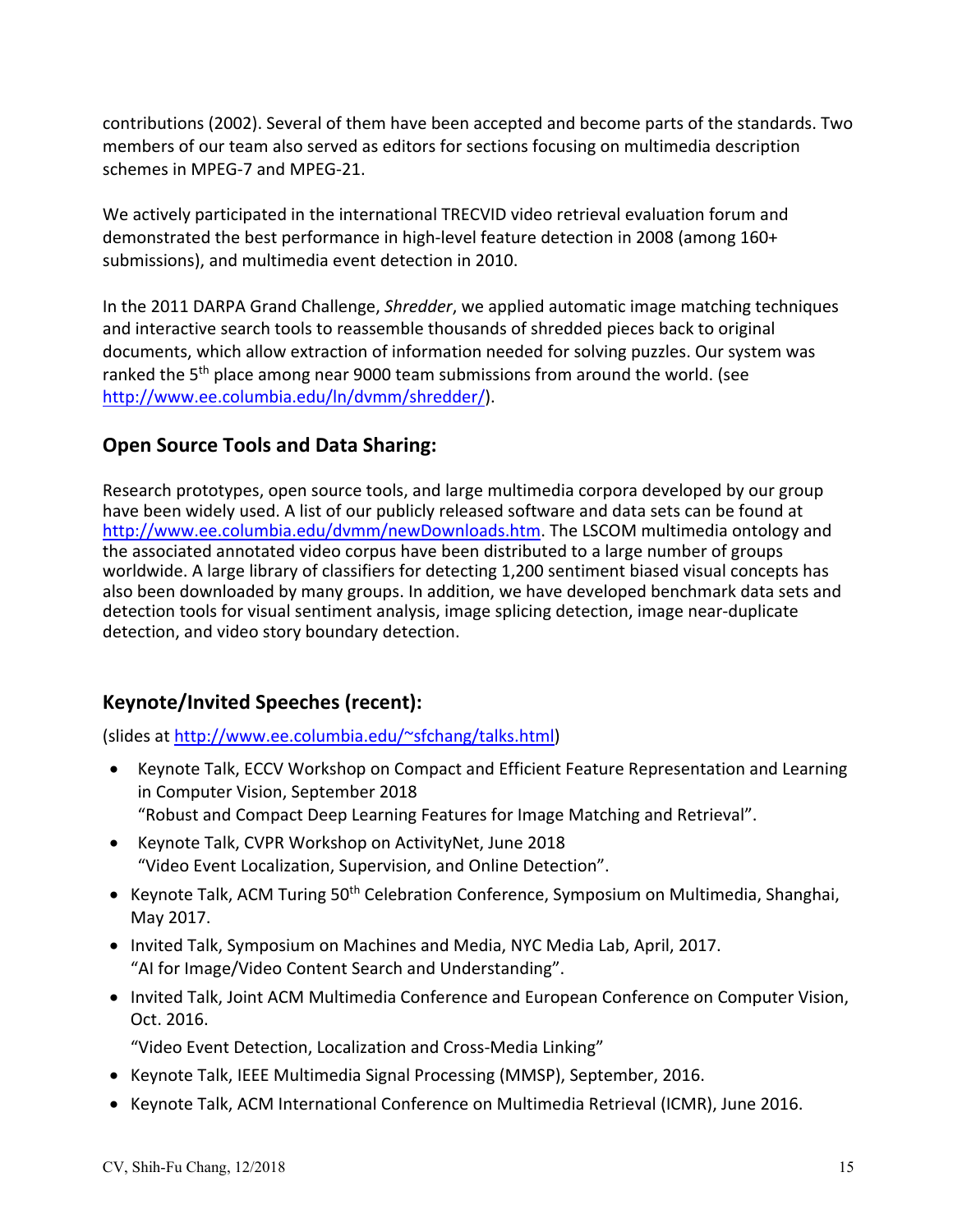contributions (2002). Several of them have been accepted and become parts of the standards. Two members of our team also served as editors for sections focusing on multimedia description schemes in MPEG-7 and MPEG-21.

We actively participated in the international TRECVID video retrieval evaluation forum and demonstrated the best performance in high-level feature detection in 2008 (among 160+ submissions), and multimedia event detection in 2010.

In the 2011 DARPA Grand Challenge, *Shredder*, we applied automatic image matching techniques and interactive search tools to reassemble thousands of shredded pieces back to original documents, which allow extraction of information needed for solving puzzles. Our system was ranked the 5th place among near 9000 team submissions from around the world. (see http://www.ee.columbia.edu/ln/dvmm/shredder/).

## Open Source Tools and Data Sharing:

Research prototypes, open source tools, and large multimedia corpora developed by our group have been widely used. A list of our publicly released software and data sets can be found at http://www.ee.columbia.edu/dvmm/newDownloads.htm. The LSCOM multimedia ontology and the associated annotated video corpus have been distributed to a large number of groups worldwide. A large library of classifiers for detecting 1,200 sentiment biased visual concepts has also been downloaded by many groups. In addition, we have developed benchmark data sets and detection tools for visual sentiment analysis, image splicing detection, image near-duplicate detection, and video story boundary detection.

## Keynote/Invited Speeches (recent):

(slides at http://www.ee.columbia.edu/~sfchang/talks.html)

- Keynote Talk, ECCV Workshop on Compact and Efficient Feature Representation and Learning in Computer Vision, September 2018
  "Robust and Compact Deep Learning Features for Image Matching and Retrieval".
- Keynote Talk, CVPR Workshop on ActivityNet, June 2018
  "Video Event Localization, Supervision, and Online Detection".
- Keynote Talk, ACM Turing 50th Celebration Conference, Symposium on Multimedia, Shanghai, May 2017.
- Invited Talk, Symposium on Machines and Media, NYC Media Lab, April, 2017.
  "AI for Image/Video Content Search and Understanding".
- Invited Talk, Joint ACM Multimedia Conference and European Conference on Computer Vision, Oct. 2016.

  "Video Event Detection, Localization and Cross-Media Linking"
- Keynote Talk, IEEE Multimedia Signal Processing (MMSP), September, 2016.
- Keynote Talk, ACM International Conference on Multimedia Retrieval (ICMR), June 2016.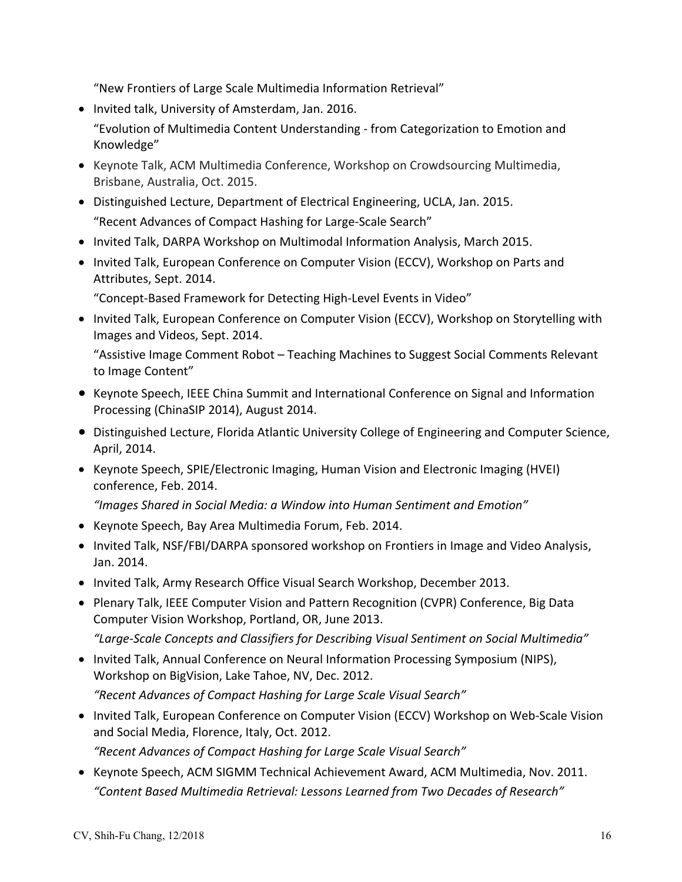"New Frontiers of Large Scale Multimedia Information Retrieval"

- Invited talk, University of Amsterdam, Jan. 2016.
  "Evolution of Multimedia Content Understanding - from Categorization to Emotion and Knowledge"
- Keynote Talk, ACM Multimedia Conference, Workshop on Crowdsourcing Multimedia, Brisbane, Australia, Oct. 2015.
- Distinguished Lecture, Department of Electrical Engineering, UCLA, Jan. 2015.
  "Recent Advances of Compact Hashing for Large-Scale Search"
- Invited Talk, DARPA Workshop on Multimodal Information Analysis, March 2015.
- Invited Talk, European Conference on Computer Vision (ECCV), Workshop on Parts and Attributes, Sept. 2014.
  "Concept-Based Framework for Detecting High-Level Events in Video"
- Invited Talk, European Conference on Computer Vision (ECCV), Workshop on Storytelling with Images and Videos, Sept. 2014.
  "Assistive Image Comment Robot – Teaching Machines to Suggest Social Comments Relevant to Image Content"
- Keynote Speech, IEEE China Summit and International Conference on Signal and Information Processing (ChinaSIP 2014), August 2014.
- Distinguished Lecture, Florida Atlantic University College of Engineering and Computer Science, April, 2014.
- Keynote Speech, SPIE/Electronic Imaging, Human Vision and Electronic Imaging (HVEI) conference, Feb. 2014.
  *"Images Shared in Social Media: a Window into Human Sentiment and Emotion"*
- Keynote Speech, Bay Area Multimedia Forum, Feb. 2014.
- Invited Talk, NSF/FBI/DARPA sponsored workshop on Frontiers in Image and Video Analysis, Jan. 2014.
- Invited Talk, Army Research Office Visual Search Workshop, December 2013.
- Plenary Talk, IEEE Computer Vision and Pattern Recognition (CVPR) Conference, Big Data Computer Vision Workshop, Portland, OR, June 2013.
  *"Large-Scale Concepts and Classifiers for Describing Visual Sentiment on Social Multimedia"*
- Invited Talk, Annual Conference on Neural Information Processing Symposium (NIPS), Workshop on BigVision, Lake Tahoe, NV, Dec. 2012.
  *"Recent Advances of Compact Hashing for Large Scale Visual Search"*
- Invited Talk, European Conference on Computer Vision (ECCV) Workshop on Web-Scale Vision and Social Media, Florence, Italy, Oct. 2012.
  *"Recent Advances of Compact Hashing for Large Scale Visual Search"*
- Keynote Speech, ACM SIGMM Technical Achievement Award, ACM Multimedia, Nov. 2011.
  *"Content Based Multimedia Retrieval: Lessons Learned from Two Decades of Research"*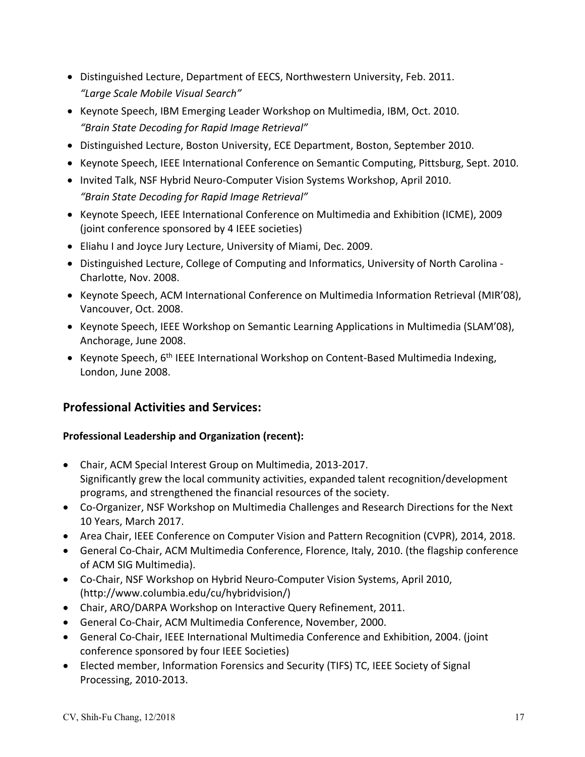- Distinguished Lecture, Department of EECS, Northwestern University, Feb. 2011.
  *"Large Scale Mobile Visual Search"*
- Keynote Speech, IBM Emerging Leader Workshop on Multimedia, IBM, Oct. 2010.
  *"Brain State Decoding for Rapid Image Retrieval"*
- Distinguished Lecture, Boston University, ECE Department, Boston, September 2010.
- Keynote Speech, IEEE International Conference on Semantic Computing, Pittsburg, Sept. 2010.
- Invited Talk, NSF Hybrid Neuro-Computer Vision Systems Workshop, April 2010.
  *"Brain State Decoding for Rapid Image Retrieval"*
- Keynote Speech, IEEE International Conference on Multimedia and Exhibition (ICME), 2009 (joint conference sponsored by 4 IEEE societies)
- Eliahu I and Joyce Jury Lecture, University of Miami, Dec. 2009.
- Distinguished Lecture, College of Computing and Informatics, University of North Carolina - Charlotte, Nov. 2008.
- Keynote Speech, ACM International Conference on Multimedia Information Retrieval (MIR'08), Vancouver, Oct. 2008.
- Keynote Speech, IEEE Workshop on Semantic Learning Applications in Multimedia (SLAM'08), Anchorage, June 2008.
- Keynote Speech, 6th IEEE International Workshop on Content-Based Multimedia Indexing, London, June 2008.

## Professional Activities and Services:

### Professional Leadership and Organization (recent):

- Chair, ACM Special Interest Group on Multimedia, 2013-2017.
  Significantly grew the local community activities, expanded talent recognition/development programs, and strengthened the financial resources of the society.
- Co-Organizer, NSF Workshop on Multimedia Challenges and Research Directions for the Next 10 Years, March 2017.
- Area Chair, IEEE Conference on Computer Vision and Pattern Recognition (CVPR), 2014, 2018.
- General Co-Chair, ACM Multimedia Conference, Florence, Italy, 2010. (the flagship conference of ACM SIG Multimedia).
- Co-Chair, NSF Workshop on Hybrid Neuro-Computer Vision Systems, April 2010, (http://www.columbia.edu/cu/hybridvision/)
- Chair, ARO/DARPA Workshop on Interactive Query Refinement, 2011.
- General Co-Chair, ACM Multimedia Conference, November, 2000.
- General Co-Chair, IEEE International Multimedia Conference and Exhibition, 2004. (joint conference sponsored by four IEEE Societies)
- Elected member, Information Forensics and Security (TIFS) TC, IEEE Society of Signal Processing, 2010-2013.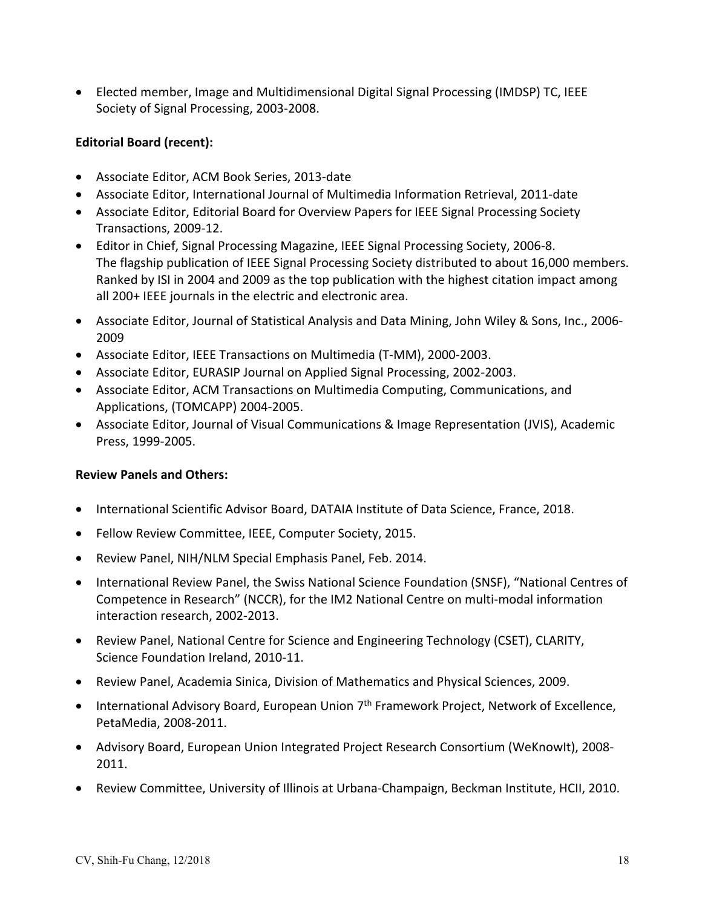- Elected member, Image and Multidimensional Digital Signal Processing (IMDSP) TC, IEEE Society of Signal Processing, 2003-2008.

**Editorial Board (recent):**

- Associate Editor, ACM Book Series, 2013-date
- Associate Editor, International Journal of Multimedia Information Retrieval, 2011-date
- Associate Editor, Editorial Board for Overview Papers for IEEE Signal Processing Society Transactions, 2009-12.
- Editor in Chief, Signal Processing Magazine, IEEE Signal Processing Society, 2006-8. The flagship publication of IEEE Signal Processing Society distributed to about 16,000 members. Ranked by ISI in 2004 and 2009 as the top publication with the highest citation impact among all 200+ IEEE journals in the electric and electronic area.
- Associate Editor, Journal of Statistical Analysis and Data Mining, John Wiley & Sons, Inc., 2006-2009
- Associate Editor, IEEE Transactions on Multimedia (T-MM), 2000-2003.
- Associate Editor, EURASIP Journal on Applied Signal Processing, 2002-2003.
- Associate Editor, ACM Transactions on Multimedia Computing, Communications, and Applications, (TOMCAPP) 2004-2005.
- Associate Editor, Journal of Visual Communications & Image Representation (JVIS), Academic Press, 1999-2005.

**Review Panels and Others:**

- International Scientific Advisor Board, DATAIA Institute of Data Science, France, 2018.
- Fellow Review Committee, IEEE, Computer Society, 2015.
- Review Panel, NIH/NLM Special Emphasis Panel, Feb. 2014.
- International Review Panel, the Swiss National Science Foundation (SNSF), "National Centres of Competence in Research" (NCCR), for the IM2 National Centre on multi-modal information interaction research, 2002-2013.
- Review Panel, National Centre for Science and Engineering Technology (CSET), CLARITY, Science Foundation Ireland, 2010-11.
- Review Panel, Academia Sinica, Division of Mathematics and Physical Sciences, 2009.
- International Advisory Board, European Union 7th Framework Project, Network of Excellence, PetaMedia, 2008-2011.
- Advisory Board, European Union Integrated Project Research Consortium (WeKnowIt), 2008-2011.
- Review Committee, University of Illinois at Urbana-Champaign, Beckman Institute, HCII, 2010.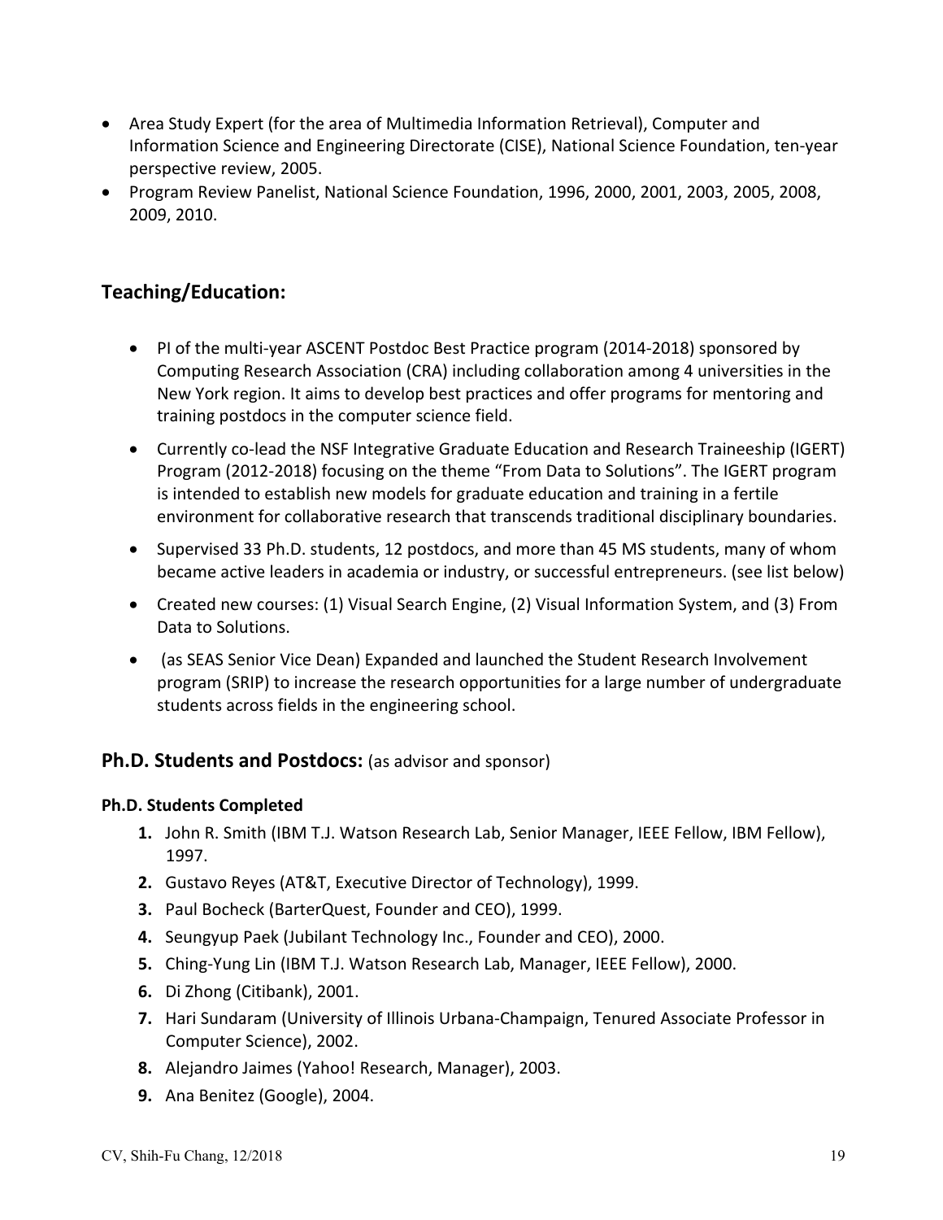- Area Study Expert (for the area of Multimedia Information Retrieval), Computer and Information Science and Engineering Directorate (CISE), National Science Foundation, ten-year perspective review, 2005.
- Program Review Panelist, National Science Foundation, 1996, 2000, 2001, 2003, 2005, 2008, 2009, 2010.

## Teaching/Education:

- PI of the multi-year ASCENT Postdoc Best Practice program (2014-2018) sponsored by Computing Research Association (CRA) including collaboration among 4 universities in the New York region. It aims to develop best practices and offer programs for mentoring and training postdocs in the computer science field.
- Currently co-lead the NSF Integrative Graduate Education and Research Traineeship (IGERT) Program (2012-2018) focusing on the theme "From Data to Solutions". The IGERT program is intended to establish new models for graduate education and training in a fertile environment for collaborative research that transcends traditional disciplinary boundaries.
- Supervised 33 Ph.D. students, 12 postdocs, and more than 45 MS students, many of whom became active leaders in academia or industry, or successful entrepreneurs. (see list below)
- Created new courses: (1) Visual Search Engine, (2) Visual Information System, and (3) From Data to Solutions.
- (as SEAS Senior Vice Dean) Expanded and launched the Student Research Involvement program (SRIP) to increase the research opportunities for a large number of undergraduate students across fields in the engineering school.

## Ph.D. Students and Postdocs: (as advisor and sponsor)

### Ph.D. Students Completed

1. John R. Smith (IBM T.J. Watson Research Lab, Senior Manager, IEEE Fellow, IBM Fellow), 1997.
2. Gustavo Reyes (AT&T, Executive Director of Technology), 1999.
3. Paul Bocheck (BarterQuest, Founder and CEO), 1999.
4. Seungyup Paek (Jubilant Technology Inc., Founder and CEO), 2000.
5. Ching-Yung Lin (IBM T.J. Watson Research Lab, Manager, IEEE Fellow), 2000.
6. Di Zhong (Citibank), 2001.
7. Hari Sundaram (University of Illinois Urbana-Champaign, Tenured Associate Professor in Computer Science), 2002.
8. Alejandro Jaimes (Yahoo! Research, Manager), 2003.
9. Ana Benitez (Google), 2004.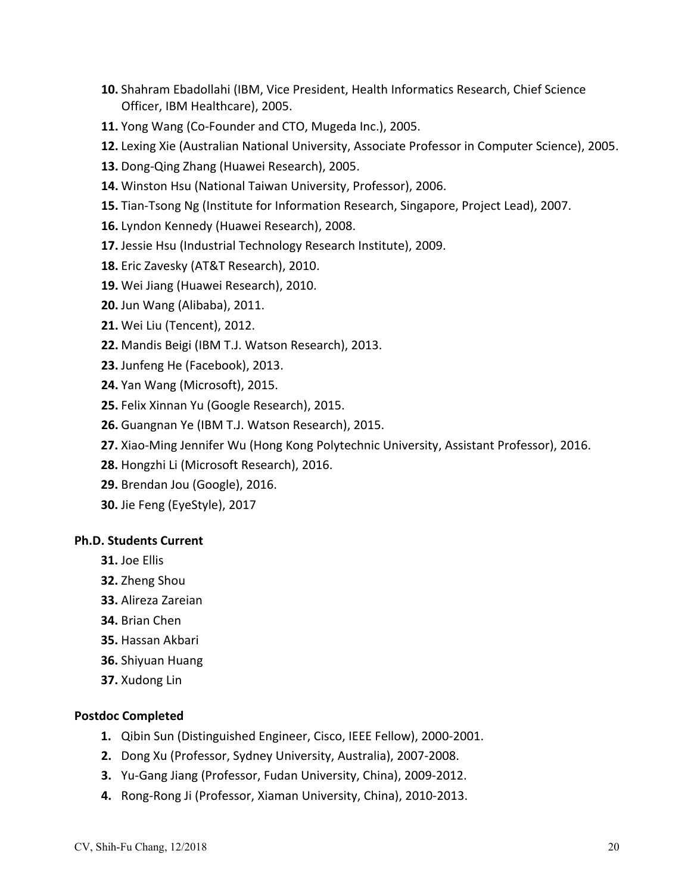10. Shahram Ebadollahi (IBM, Vice President, Health Informatics Research, Chief Science Officer, IBM Healthcare), 2005.
11. Yong Wang (Co-Founder and CTO, Mugeda Inc.), 2005.
12. Lexing Xie (Australian National University, Associate Professor in Computer Science), 2005.
13. Dong-Qing Zhang (Huawei Research), 2005.
14. Winston Hsu (National Taiwan University, Professor), 2006.
15. Tian-Tsong Ng (Institute for Information Research, Singapore, Project Lead), 2007.
16. Lyndon Kennedy (Huawei Research), 2008.
17. Jessie Hsu (Industrial Technology Research Institute), 2009.
18. Eric Zavesky (AT&T Research), 2010.
19. Wei Jiang (Huawei Research), 2010.
20. Jun Wang (Alibaba), 2011.
21. Wei Liu (Tencent), 2012.
22. Mandis Beigi (IBM T.J. Watson Research), 2013.
23. Junfeng He (Facebook), 2013.
24. Yan Wang (Microsoft), 2015.
25. Felix Xinnan Yu (Google Research), 2015.
26. Guangnan Ye (IBM T.J. Watson Research), 2015.
27. Xiao-Ming Jennifer Wu (Hong Kong Polytechnic University, Assistant Professor), 2016.
28. Hongzhi Li (Microsoft Research), 2016.
29. Brendan Jou (Google), 2016.
30. Jie Feng (EyeStyle), 2017

**Ph.D. Students Current**

31. Joe Ellis
32. Zheng Shou
33. Alireza Zareian
34. Brian Chen
35. Hassan Akbari
36. Shiyuan Huang
37. Xudong Lin

**Postdoc Completed**

1. Qibin Sun (Distinguished Engineer, Cisco, IEEE Fellow), 2000-2001.
2. Dong Xu (Professor, Sydney University, Australia), 2007-2008.
3. Yu-Gang Jiang (Professor, Fudan University, China), 2009-2012.
4. Rong-Rong Ji (Professor, Xiaman University, China), 2010-2013.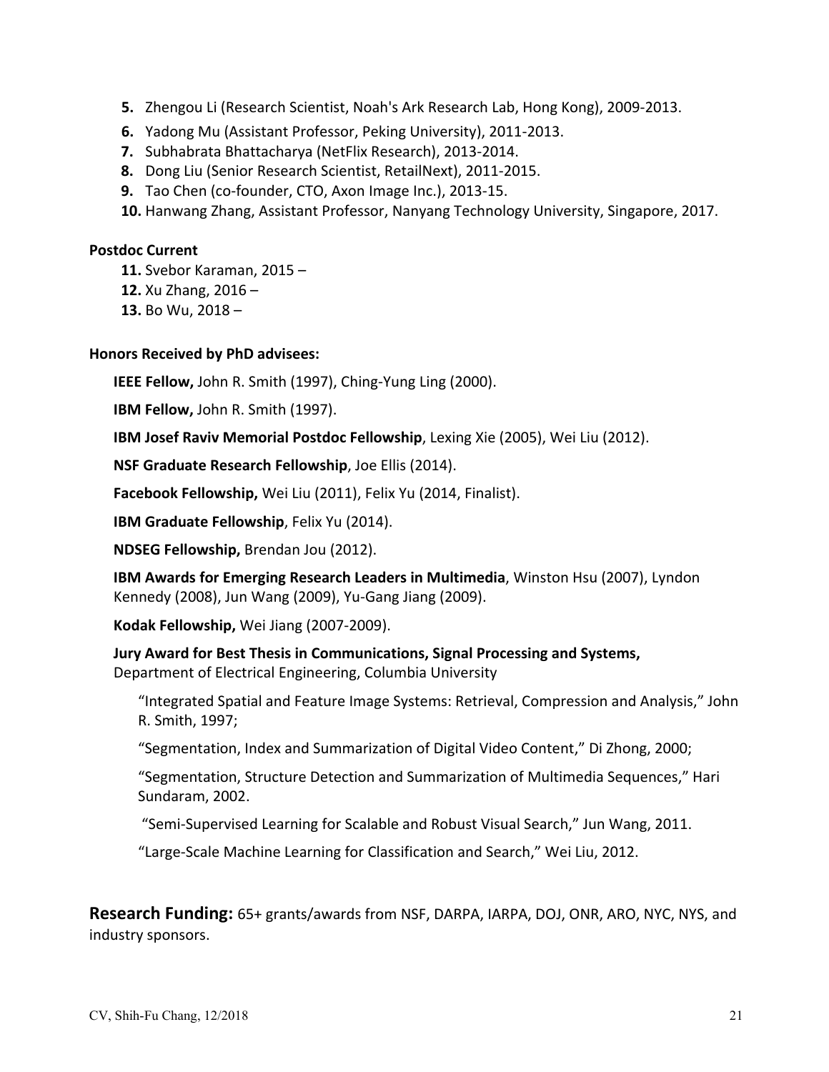5. Zhengou Li (Research Scientist, Noah's Ark Research Lab, Hong Kong), 2009-2013.
6. Yadong Mu (Assistant Professor, Peking University), 2011-2013.
7. Subhabrata Bhattacharya (NetFlix Research), 2013-2014.
8. Dong Liu (Senior Research Scientist, RetailNext), 2011-2015.
9. Tao Chen (co-founder, CTO, Axon Image Inc.), 2013-15.
10. Hanwang Zhang, Assistant Professor, Nanyang Technology University, Singapore, 2017.

**Postdoc Current**

11. Svebor Karaman, 2015 –
12. Xu Zhang, 2016 –
13. Bo Wu, 2018 –

**Honors Received by PhD advisees:**

**IEEE Fellow,** John R. Smith (1997), Ching-Yung Ling (2000).

**IBM Fellow,** John R. Smith (1997).

**IBM Josef Raviv Memorial Postdoc Fellowship**, Lexing Xie (2005), Wei Liu (2012).

**NSF Graduate Research Fellowship**, Joe Ellis (2014).

**Facebook Fellowship,** Wei Liu (2011), Felix Yu (2014, Finalist).

**IBM Graduate Fellowship**, Felix Yu (2014).

**NDSEG Fellowship,** Brendan Jou (2012).

**IBM Awards for Emerging Research Leaders in Multimedia**, Winston Hsu (2007), Lyndon Kennedy (2008), Jun Wang (2009), Yu-Gang Jiang (2009).

**Kodak Fellowship,** Wei Jiang (2007-2009).

**Jury Award for Best Thesis in Communications, Signal Processing and Systems,**
Department of Electrical Engineering, Columbia University

"Integrated Spatial and Feature Image Systems: Retrieval, Compression and Analysis," John R. Smith, 1997;

"Segmentation, Index and Summarization of Digital Video Content," Di Zhong, 2000;

"Segmentation, Structure Detection and Summarization of Multimedia Sequences," Hari Sundaram, 2002.

"Semi-Supervised Learning for Scalable and Robust Visual Search," Jun Wang, 2011.

"Large-Scale Machine Learning for Classification and Search," Wei Liu, 2012.

## Research Funding: 

65+ grants/awards from NSF, DARPA, IARPA, DOJ, ONR, ARO, NYC, NYS, and industry sponsors.